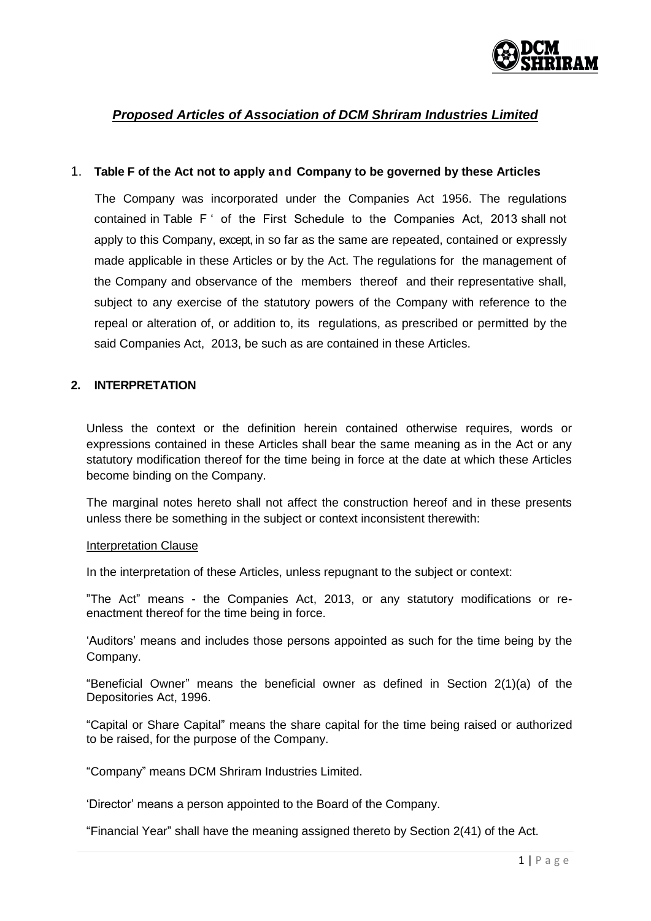# *Proposed Articles of Association of DCM Shriram Industries Limited*

## 1. Table F of the Act not to apply and Company to be governed by these Articles

The Company was incorporated under the Companies Act 1956. The regulations contained in Table F ' of the First Schedule to the Companies Act, 2013 shall not apply to this Company, except, in so far as the same are repeated, contained or expressly made applicable in these Articles or by the Act. The regulations for the management of the Company and observance of the members thereof and their representative shall, subject to any exercise of the statutory powers of the Company with reference to the repeal or alteration of, or addition to, its regulations, as prescribed or permitted by the said Companies Act, 2013, be such as are contained in these Articles.

## 2. INTERPRETATION

Unless the context or the definition herein contained otherwise requires, words or expressions contained in these Articles shall bear the same meaning as in the Act or any statutory modification thereof for the time being in force at the date at which these Articles become binding on the Company.

The marginal notes hereto shall not affect the construction hereof and in these presents unless there be something in the subject or context inconsistent therewith:

Interpretation Clause

In the interpretation of these Articles, unless repugnant to the subject or context:

"The Act" means - the Companies Act, 2013, or any statutory modifications or re-enactment thereof for the time being in force.

'Auditors' means and includes those persons appointed as such for the time being by the Company.

"Beneficial Owner" means the beneficial owner as defined in Section 2(1)(a) of the Depositories Act, 1996.

"Capital or Share Capital" means the share capital for the time being raised or authorized to be raised, for the purpose of the Company.

"Company" means DCM Shriram Industries Limited.

'Director' means a person appointed to the Board of the Company.

"Financial Year" shall have the meaning assigned thereto by Section 2(41) of the Act.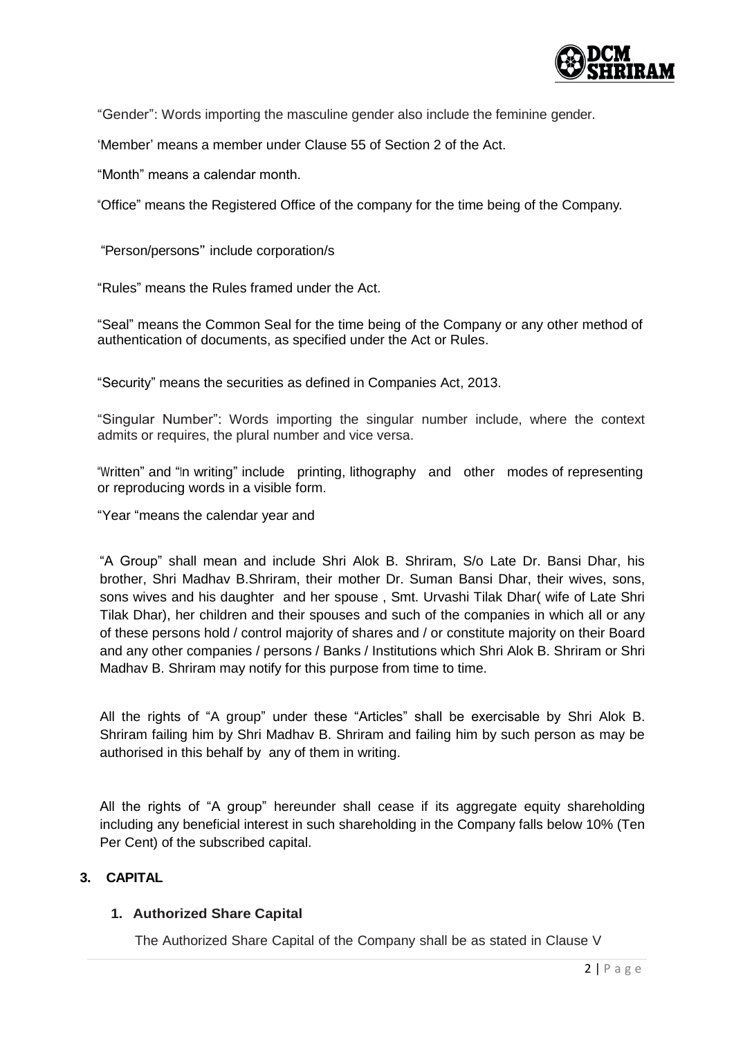"Gender": Words importing the masculine gender also include the feminine gender.

'Member' means a member under Clause 55 of Section 2 of the Act.

"Month" means a calendar month.

"Office" means the Registered Office of the company for the time being of the Company.

"Person/persons" include corporation/s

"Rules" means the Rules framed under the Act.

"Seal" means the Common Seal for the time being of the Company or any other method of authentication of documents, as specified under the Act or Rules.

"Security" means the securities as defined in Companies Act, 2013.

"Singular Number": Words importing the singular number include, where the context admits or requires, the plural number and vice versa.

"Written" and "In writing" include printing, lithography and other modes of representing or reproducing words in a visible form.

"Year "means the calendar year and

"A Group" shall mean and include Shri Alok B. Shriram, S/o Late Dr. Bansi Dhar, his brother, Shri Madhav B.Shriram, their mother Dr. Suman Bansi Dhar, their wives, sons, sons wives and his daughter and her spouse , Smt. Urvashi Tilak Dhar( wife of Late Shri Tilak Dhar), her children and their spouses and such of the companies in which all or any of these persons hold / control majority of shares and / or constitute majority on their Board and any other companies / persons / Banks / Institutions which Shri Alok B. Shriram or Shri Madhav B. Shriram may notify for this purpose from time to time.

All the rights of "A group" under these "Articles" shall be exercisable by Shri Alok B. Shriram failing him by Shri Madhav B. Shriram and failing him by such person as may be authorised in this behalf by any of them in writing.

All the rights of "A group" hereunder shall cease if its aggregate equity shareholding including any beneficial interest in such shareholding in the Company falls below 10% (Ten Per Cent) of the subscribed capital.

## 3. CAPITAL

### 1. Authorized Share Capital

The Authorized Share Capital of the Company shall be as stated in Clause V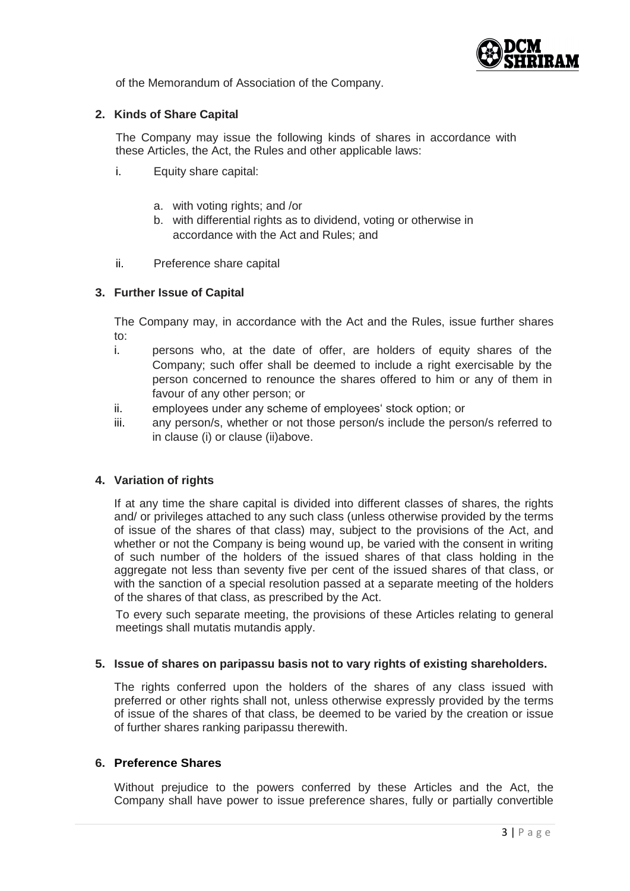of the Memorandum of Association of the Company.

## 2. Kinds of Share Capital

The Company may issue the following kinds of shares in accordance with these Articles, the Act, the Rules and other applicable laws:

i. Equity share capital:

  a. with voting rights; and /or
  b. with differential rights as to dividend, voting or otherwise in accordance with the Act and Rules; and

ii. Preference share capital

## 3. Further Issue of Capital

The Company may, in accordance with the Act and the Rules, issue further shares to:

i. persons who, at the date of offer, are holders of equity shares of the Company; such offer shall be deemed to include a right exercisable by the person concerned to renounce the shares offered to him or any of them in favour of any other person; or

ii. employees under any scheme of employees' stock option; or

iii. any person/s, whether or not those person/s include the person/s referred to in clause (i) or clause (ii)above.

## 4. Variation of rights

If at any time the share capital is divided into different classes of shares, the rights and/ or privileges attached to any such class (unless otherwise provided by the terms of issue of the shares of that class) may, subject to the provisions of the Act, and whether or not the Company is being wound up, be varied with the consent in writing of such number of the holders of the issued shares of that class holding in the aggregate not less than seventy five per cent of the issued shares of that class, or with the sanction of a special resolution passed at a separate meeting of the holders of the shares of that class, as prescribed by the Act.

To every such separate meeting, the provisions of these Articles relating to general meetings shall mutatis mutandis apply.

## 5. Issue of shares on paripassu basis not to vary rights of existing shareholders.

The rights conferred upon the holders of the shares of any class issued with preferred or other rights shall not, unless otherwise expressly provided by the terms of issue of the shares of that class, be deemed to be varied by the creation or issue of further shares ranking paripassu therewith.

## 6. Preference Shares

Without prejudice to the powers conferred by these Articles and the Act, the Company shall have power to issue preference shares, fully or partially convertible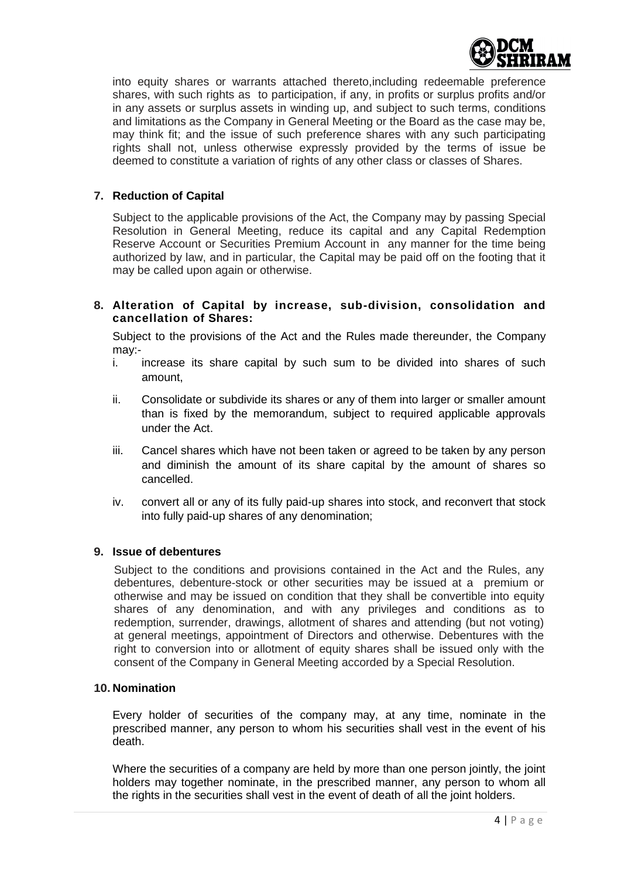into equity shares or warrants attached thereto,including redeemable preference shares, with such rights as to participation, if any, in profits or surplus profits and/or in any assets or surplus assets in winding up, and subject to such terms, conditions and limitations as the Company in General Meeting or the Board as the case may be, may think fit; and the issue of such preference shares with any such participating rights shall not, unless otherwise expressly provided by the terms of issue be deemed to constitute a variation of rights of any other class or classes of Shares.

**7. Reduction of Capital**

Subject to the applicable provisions of the Act, the Company may by passing Special Resolution in General Meeting, reduce its capital and any Capital Redemption Reserve Account or Securities Premium Account in any manner for the time being authorized by law, and in particular, the Capital may be paid off on the footing that it may be called upon again or otherwise.

**8. Alteration of Capital by increase, sub-division, consolidation and cancellation of Shares:**

Subject to the provisions of the Act and the Rules made thereunder, the Company may:-

i. increase its share capital by such sum to be divided into shares of such amount,

ii. Consolidate or subdivide its shares or any of them into larger or smaller amount than is fixed by the memorandum, subject to required applicable approvals under the Act.

iii. Cancel shares which have not been taken or agreed to be taken by any person and diminish the amount of its share capital by the amount of shares so cancelled.

iv. convert all or any of its fully paid-up shares into stock, and reconvert that stock into fully paid-up shares of any denomination;

**9. Issue of debentures**

Subject to the conditions and provisions contained in the Act and the Rules, any debentures, debenture-stock or other securities may be issued at a premium or otherwise and may be issued on condition that they shall be convertible into equity shares of any denomination, and with any privileges and conditions as to redemption, surrender, drawings, allotment of shares and attending (but not voting) at general meetings, appointment of Directors and otherwise. Debentures with the right to conversion into or allotment of equity shares shall be issued only with the consent of the Company in General Meeting accorded by a Special Resolution.

**10. Nomination**

Every holder of securities of the company may, at any time, nominate in the prescribed manner, any person to whom his securities shall vest in the event of his death.

Where the securities of a company are held by more than one person jointly, the joint holders may together nominate, in the prescribed manner, any person to whom all the rights in the securities shall vest in the event of death of all the joint holders.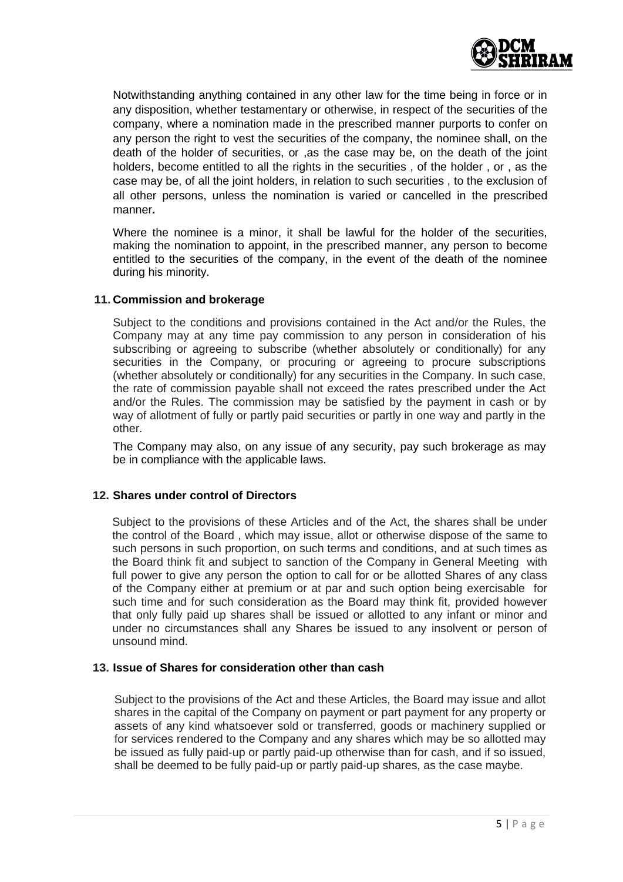Notwithstanding anything contained in any other law for the time being in force or in any disposition, whether testamentary or otherwise, in respect of the securities of the company, where a nomination made in the prescribed manner purports to confer on any person the right to vest the securities of the company, the nominee shall, on the death of the holder of securities, or ,as the case may be, on the death of the joint holders, become entitled to all the rights in the securities , of the holder , or , as the case may be, of all the joint holders, in relation to such securities , to the exclusion of all other persons, unless the nomination is varied or cancelled in the prescribed manner**.**

Where the nominee is a minor, it shall be lawful for the holder of the securities, making the nomination to appoint, in the prescribed manner, any person to become entitled to the securities of the company, in the event of the death of the nominee during his minority.

**11. Commission and brokerage**

Subject to the conditions and provisions contained in the Act and/or the Rules, the Company may at any time pay commission to any person in consideration of his subscribing or agreeing to subscribe (whether absolutely or conditionally) for any securities in the Company, or procuring or agreeing to procure subscriptions (whether absolutely or conditionally) for any securities in the Company. In such case, the rate of commission payable shall not exceed the rates prescribed under the Act and/or the Rules. The commission may be satisfied by the payment in cash or by way of allotment of fully or partly paid securities or partly in one way and partly in the other.

The Company may also, on any issue of any security, pay such brokerage as may be in compliance with the applicable laws.

**12. Shares under control of Directors**

Subject to the provisions of these Articles and of the Act, the shares shall be under the control of the Board , which may issue, allot or otherwise dispose of the same to such persons in such proportion, on such terms and conditions, and at such times as the Board think fit and subject to sanction of the Company in General Meeting with full power to give any person the option to call for or be allotted Shares of any class of the Company either at premium or at par and such option being exercisable for such time and for such consideration as the Board may think fit, provided however that only fully paid up shares shall be issued or allotted to any infant or minor and under no circumstances shall any Shares be issued to any insolvent or person of unsound mind.

**13. Issue of Shares for consideration other than cash**

Subject to the provisions of the Act and these Articles, the Board may issue and allot shares in the capital of the Company on payment or part payment for any property or assets of any kind whatsoever sold or transferred, goods or machinery supplied or for services rendered to the Company and any shares which may be so allotted may be issued as fully paid-up or partly paid-up otherwise than for cash, and if so issued, shall be deemed to be fully paid-up or partly paid-up shares, as the case maybe.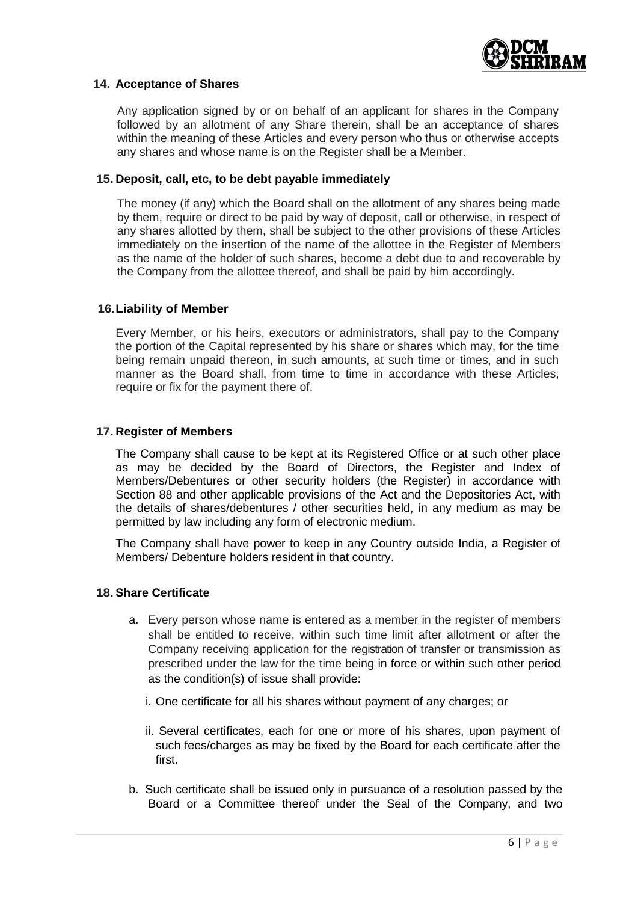### 14. Acceptance of Shares

Any application signed by or on behalf of an applicant for shares in the Company followed by an allotment of any Share therein, shall be an acceptance of shares within the meaning of these Articles and every person who thus or otherwise accepts any shares and whose name is on the Register shall be a Member.

### 15. Deposit, call, etc, to be debt payable immediately

The money (if any) which the Board shall on the allotment of any shares being made by them, require or direct to be paid by way of deposit, call or otherwise, in respect of any shares allotted by them, shall be subject to the other provisions of these Articles immediately on the insertion of the name of the allottee in the Register of Members as the name of the holder of such shares, become a debt due to and recoverable by the Company from the allottee thereof, and shall be paid by him accordingly.

### 16. Liability of Member

Every Member, or his heirs, executors or administrators, shall pay to the Company the portion of the Capital represented by his share or shares which may, for the time being remain unpaid thereon, in such amounts, at such time or times, and in such manner as the Board shall, from time to time in accordance with these Articles, require or fix for the payment there of.

### 17. Register of Members

The Company shall cause to be kept at its Registered Office or at such other place as may be decided by the Board of Directors, the Register and Index of Members/Debentures or other security holders (the Register) in accordance with Section 88 and other applicable provisions of the Act and the Depositories Act, with the details of shares/debentures / other securities held, in any medium as may be permitted by law including any form of electronic medium.

The Company shall have power to keep in any Country outside India, a Register of Members/ Debenture holders resident in that country.

### 18. Share Certificate

a. Every person whose name is entered as a member in the register of members shall be entitled to receive, within such time limit after allotment or after the Company receiving application for the registration of transfer or transmission as prescribed under the law for the time being in force or within such other period as the condition(s) of issue shall provide:

   i. One certificate for all his shares without payment of any charges; or

   ii. Several certificates, each for one or more of his shares, upon payment of such fees/charges as may be fixed by the Board for each certificate after the first.

b. Such certificate shall be issued only in pursuance of a resolution passed by the Board or a Committee thereof under the Seal of the Company, and two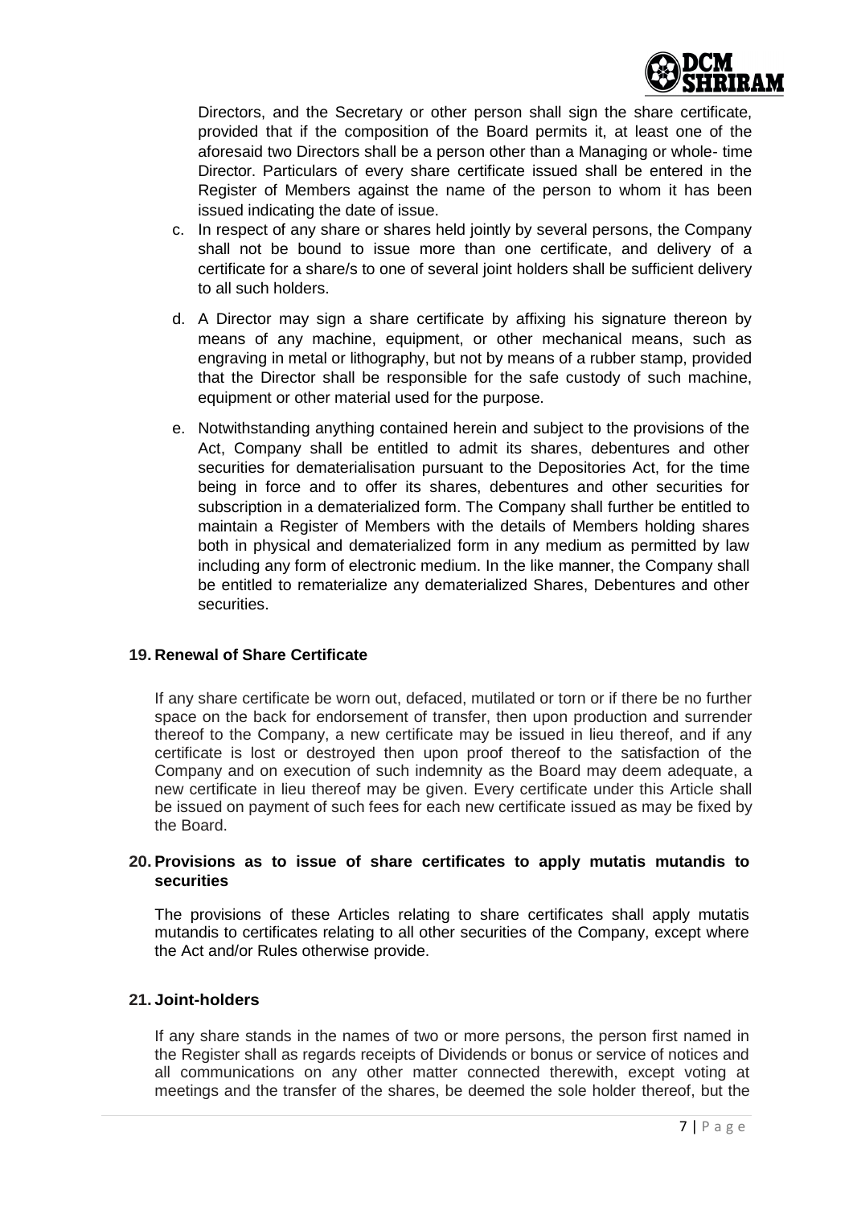Directors, and the Secretary or other person shall sign the share certificate, provided that if the composition of the Board permits it, at least one of the aforesaid two Directors shall be a person other than a Managing or whole- time Director. Particulars of every share certificate issued shall be entered in the Register of Members against the name of the person to whom it has been issued indicating the date of issue.

c. In respect of any share or shares held jointly by several persons, the Company shall not be bound to issue more than one certificate, and delivery of a certificate for a share/s to one of several joint holders shall be sufficient delivery to all such holders.

d. A Director may sign a share certificate by affixing his signature thereon by means of any machine, equipment, or other mechanical means, such as engraving in metal or lithography, but not by means of a rubber stamp, provided that the Director shall be responsible for the safe custody of such machine, equipment or other material used for the purpose.

e. Notwithstanding anything contained herein and subject to the provisions of the Act, Company shall be entitled to admit its shares, debentures and other securities for dematerialisation pursuant to the Depositories Act, for the time being in force and to offer its shares, debentures and other securities for subscription in a dematerialized form. The Company shall further be entitled to maintain a Register of Members with the details of Members holding shares both in physical and dematerialized form in any medium as permitted by law including any form of electronic medium. In the like manner, the Company shall be entitled to rematerialize any dematerialized Shares, Debentures and other securities.

**19. Renewal of Share Certificate**

If any share certificate be worn out, defaced, mutilated or torn or if there be no further space on the back for endorsement of transfer, then upon production and surrender thereof to the Company, a new certificate may be issued in lieu thereof, and if any certificate is lost or destroyed then upon proof thereof to the satisfaction of the Company and on execution of such indemnity as the Board may deem adequate, a new certificate in lieu thereof may be given. Every certificate under this Article shall be issued on payment of such fees for each new certificate issued as may be fixed by the Board.

**20. Provisions as to issue of share certificates to apply mutatis mutandis to securities**

The provisions of these Articles relating to share certificates shall apply mutatis mutandis to certificates relating to all other securities of the Company, except where the Act and/or Rules otherwise provide.

**21. Joint-holders**

If any share stands in the names of two or more persons, the person first named in the Register shall as regards receipts of Dividends or bonus or service of notices and all communications on any other matter connected therewith, except voting at meetings and the transfer of the shares, be deemed the sole holder thereof, but the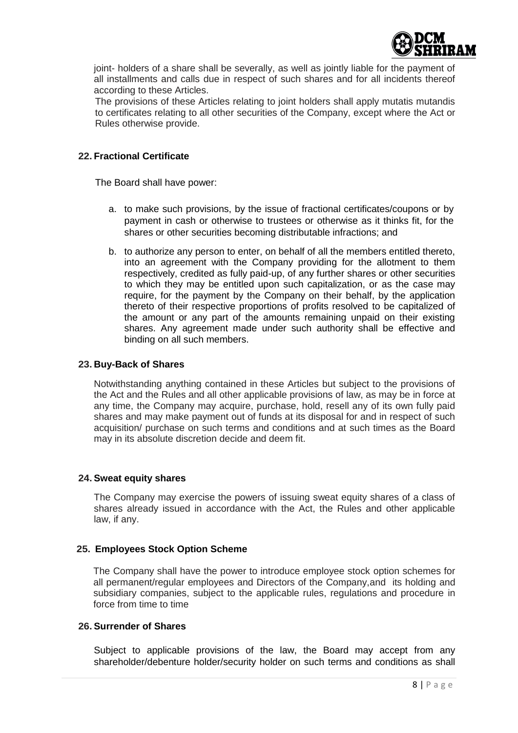joint- holders of a share shall be severally, as well as jointly liable for the payment of all installments and calls due in respect of such shares and for all incidents thereof according to these Articles.

The provisions of these Articles relating to joint holders shall apply mutatis mutandis to certificates relating to all other securities of the Company, except where the Act or Rules otherwise provide.

**22. Fractional Certificate**

The Board shall have power:

a. to make such provisions, by the issue of fractional certificates/coupons or by payment in cash or otherwise to trustees or otherwise as it thinks fit, for the shares or other securities becoming distributable infractions; and

b. to authorize any person to enter, on behalf of all the members entitled thereto, into an agreement with the Company providing for the allotment to them respectively, credited as fully paid-up, of any further shares or other securities to which they may be entitled upon such capitalization, or as the case may require, for the payment by the Company on their behalf, by the application thereto of their respective proportions of profits resolved to be capitalized of the amount or any part of the amounts remaining unpaid on their existing shares. Any agreement made under such authority shall be effective and binding on all such members.

**23. Buy-Back of Shares**

Notwithstanding anything contained in these Articles but subject to the provisions of the Act and the Rules and all other applicable provisions of law, as may be in force at any time, the Company may acquire, purchase, hold, resell any of its own fully paid shares and may make payment out of funds at its disposal for and in respect of such acquisition/ purchase on such terms and conditions and at such times as the Board may in its absolute discretion decide and deem fit.

**24. Sweat equity shares**

The Company may exercise the powers of issuing sweat equity shares of a class of shares already issued in accordance with the Act, the Rules and other applicable law, if any.

**25. Employees Stock Option Scheme**

The Company shall have the power to introduce employee stock option schemes for all permanent/regular employees and Directors of the Company,and its holding and subsidiary companies, subject to the applicable rules, regulations and procedure in force from time to time

**26. Surrender of Shares**

Subject to applicable provisions of the law, the Board may accept from any shareholder/debenture holder/security holder on such terms and conditions as shall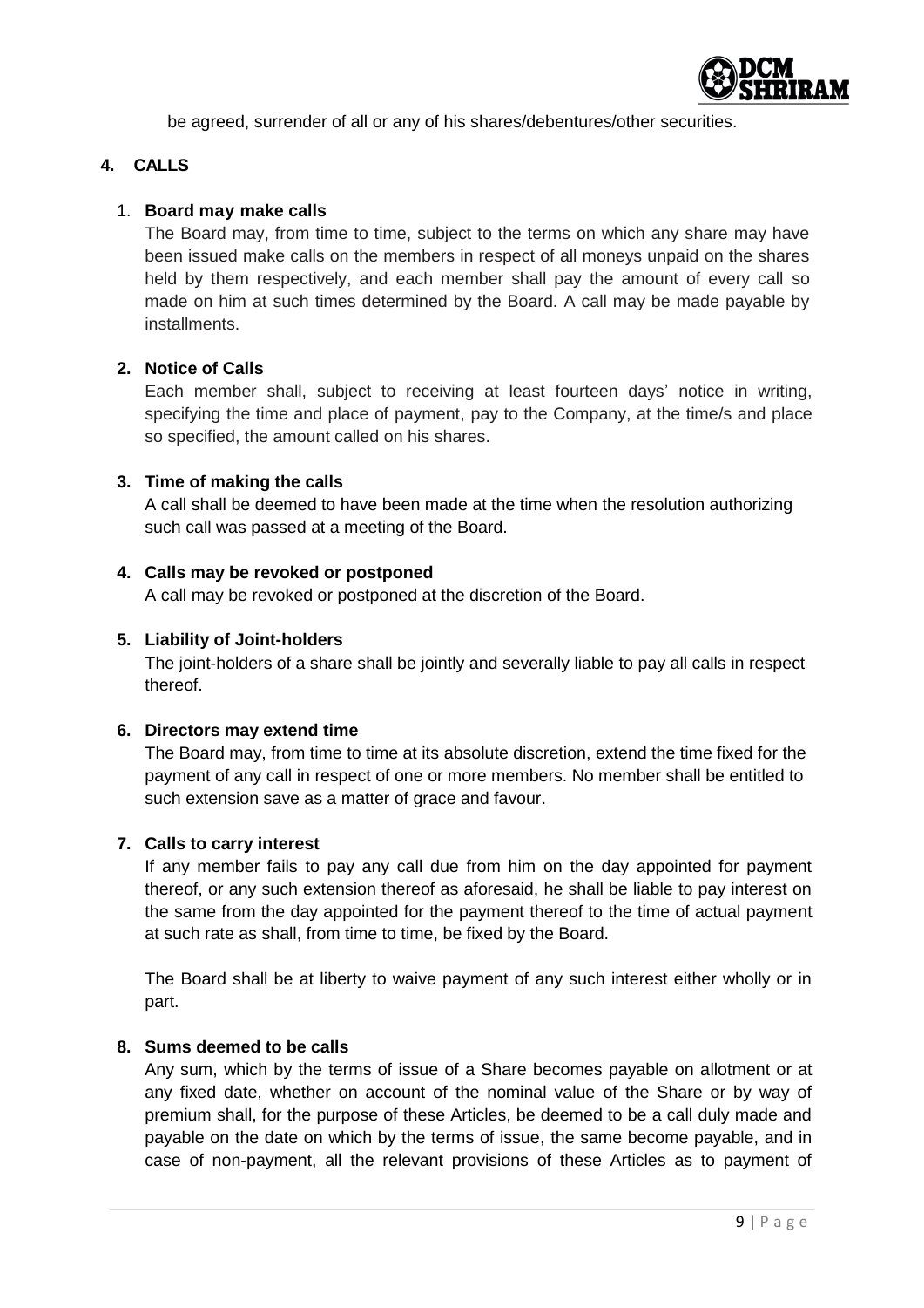be agreed, surrender of all or any of his shares/debentures/other securities.

## 4. CALLS

1. **Board may make calls**

   The Board may, from time to time, subject to the terms on which any share may have been issued make calls on the members in respect of all moneys unpaid on the shares held by them respectively, and each member shall pay the amount of every call so made on him at such times determined by the Board. A call may be made payable by installments.

2. **Notice of Calls**

   Each member shall, subject to receiving at least fourteen days' notice in writing, specifying the time and place of payment, pay to the Company, at the time/s and place so specified, the amount called on his shares.

3. **Time of making the calls**

   A call shall be deemed to have been made at the time when the resolution authorizing such call was passed at a meeting of the Board.

4. **Calls may be revoked or postponed**

   A call may be revoked or postponed at the discretion of the Board.

5. **Liability of Joint-holders**

   The joint-holders of a share shall be jointly and severally liable to pay all calls in respect thereof.

6. **Directors may extend time**

   The Board may, from time to time at its absolute discretion, extend the time fixed for the payment of any call in respect of one or more members. No member shall be entitled to such extension save as a matter of grace and favour.

7. **Calls to carry interest**

   If any member fails to pay any call due from him on the day appointed for payment thereof, or any such extension thereof as aforesaid, he shall be liable to pay interest on the same from the day appointed for the payment thereof to the time of actual payment at such rate as shall, from time to time, be fixed by the Board.

   The Board shall be at liberty to waive payment of any such interest either wholly or in part.

8. **Sums deemed to be calls**

   Any sum, which by the terms of issue of a Share becomes payable on allotment or at any fixed date, whether on account of the nominal value of the Share or by way of premium shall, for the purpose of these Articles, be deemed to be a call duly made and payable on the date on which by the terms of issue, the same become payable, and in case of non-payment, all the relevant provisions of these Articles as to payment of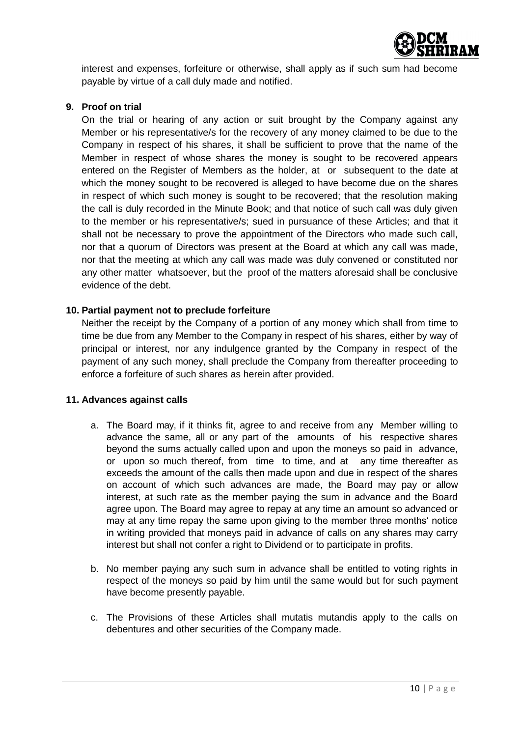interest and expenses, forfeiture or otherwise, shall apply as if such sum had become payable by virtue of a call duly made and notified.

**9. Proof on trial**

On the trial or hearing of any action or suit brought by the Company against any Member or his representative/s for the recovery of any money claimed to be due to the Company in respect of his shares, it shall be sufficient to prove that the name of the Member in respect of whose shares the money is sought to be recovered appears entered on the Register of Members as the holder, at or subsequent to the date at which the money sought to be recovered is alleged to have become due on the shares in respect of which such money is sought to be recovered; that the resolution making the call is duly recorded in the Minute Book; and that notice of such call was duly given to the member or his representative/s; sued in pursuance of these Articles; and that it shall not be necessary to prove the appointment of the Directors who made such call, nor that a quorum of Directors was present at the Board at which any call was made, nor that the meeting at which any call was made was duly convened or constituted nor any other matter whatsoever, but the proof of the matters aforesaid shall be conclusive evidence of the debt.

**10. Partial payment not to preclude forfeiture**

Neither the receipt by the Company of a portion of any money which shall from time to time be due from any Member to the Company in respect of his shares, either by way of principal or interest, nor any indulgence granted by the Company in respect of the payment of any such money, shall preclude the Company from thereafter proceeding to enforce a forfeiture of such shares as herein after provided.

**11. Advances against calls**

a. The Board may, if it thinks fit, agree to and receive from any Member willing to advance the same, all or any part of the amounts of his respective shares beyond the sums actually called upon and upon the moneys so paid in advance, or upon so much thereof, from time to time, and at any time thereafter as exceeds the amount of the calls then made upon and due in respect of the shares on account of which such advances are made, the Board may pay or allow interest, at such rate as the member paying the sum in advance and the Board agree upon. The Board may agree to repay at any time an amount so advanced or may at any time repay the same upon giving to the member three months' notice in writing provided that moneys paid in advance of calls on any shares may carry interest but shall not confer a right to Dividend or to participate in profits.

b. No member paying any such sum in advance shall be entitled to voting rights in respect of the moneys so paid by him until the same would but for such payment have become presently payable.

c. The Provisions of these Articles shall mutatis mutandis apply to the calls on debentures and other securities of the Company made.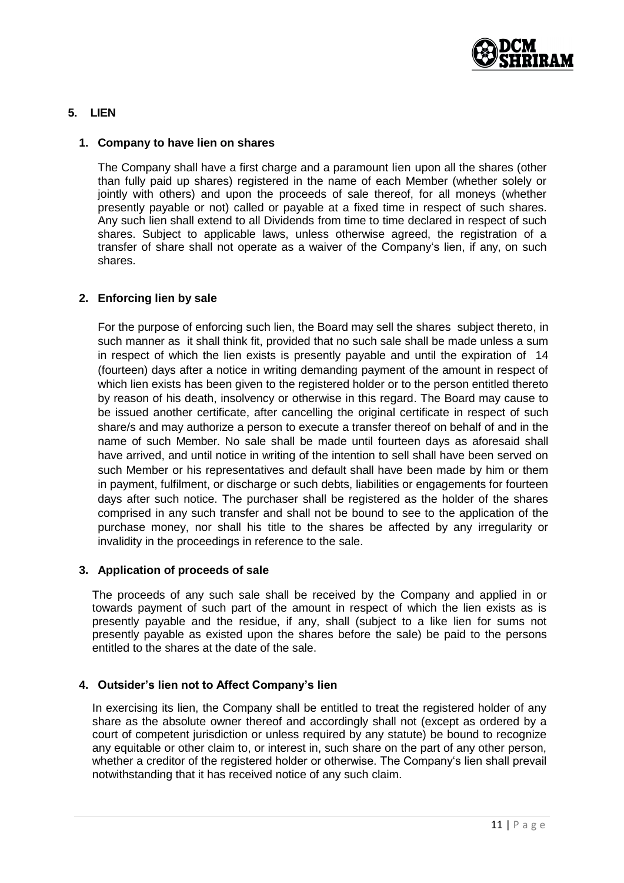## 5. LIEN

### 1. Company to have lien on shares

The Company shall have a first charge and a paramount lien upon all the shares (other than fully paid up shares) registered in the name of each Member (whether solely or jointly with others) and upon the proceeds of sale thereof, for all moneys (whether presently payable or not) called or payable at a fixed time in respect of such shares. Any such lien shall extend to all Dividends from time to time declared in respect of such shares. Subject to applicable laws, unless otherwise agreed, the registration of a transfer of share shall not operate as a waiver of the Company's lien, if any, on such shares.

### 2. Enforcing lien by sale

For the purpose of enforcing such lien, the Board may sell the shares subject thereto, in such manner as it shall think fit, provided that no such sale shall be made unless a sum in respect of which the lien exists is presently payable and until the expiration of 14 (fourteen) days after a notice in writing demanding payment of the amount in respect of which lien exists has been given to the registered holder or to the person entitled thereto by reason of his death, insolvency or otherwise in this regard. The Board may cause to be issued another certificate, after cancelling the original certificate in respect of such share/s and may authorize a person to execute a transfer thereof on behalf of and in the name of such Member. No sale shall be made until fourteen days as aforesaid shall have arrived, and until notice in writing of the intention to sell shall have been served on such Member or his representatives and default shall have been made by him or them in payment, fulfilment, or discharge or such debts, liabilities or engagements for fourteen days after such notice. The purchaser shall be registered as the holder of the shares comprised in any such transfer and shall not be bound to see to the application of the purchase money, nor shall his title to the shares be affected by any irregularity or invalidity in the proceedings in reference to the sale.

### 3. Application of proceeds of sale

The proceeds of any such sale shall be received by the Company and applied in or towards payment of such part of the amount in respect of which the lien exists as is presently payable and the residue, if any, shall (subject to a like lien for sums not presently payable as existed upon the shares before the sale) be paid to the persons entitled to the shares at the date of the sale.

### 4. Outsider's lien not to Affect Company's lien

In exercising its lien, the Company shall be entitled to treat the registered holder of any share as the absolute owner thereof and accordingly shall not (except as ordered by a court of competent jurisdiction or unless required by any statute) be bound to recognize any equitable or other claim to, or interest in, such share on the part of any other person, whether a creditor of the registered holder or otherwise. The Company's lien shall prevail notwithstanding that it has received notice of any such claim.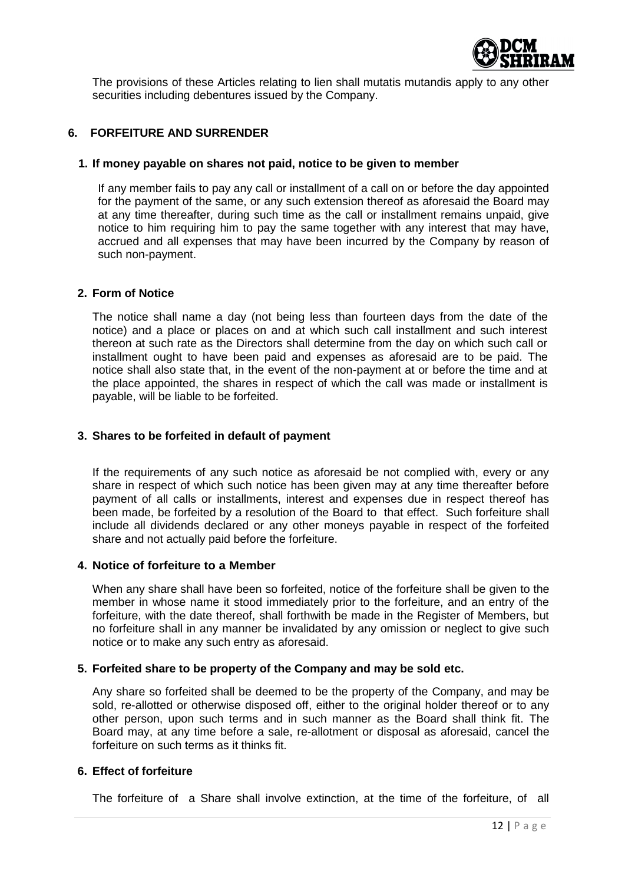The provisions of these Articles relating to lien shall mutatis mutandis apply to any other securities including debentures issued by the Company.

## 6. FORFEITURE AND SURRENDER

### 1. If money payable on shares not paid, notice to be given to member

If any member fails to pay any call or installment of a call on or before the day appointed for the payment of the same, or any such extension thereof as aforesaid the Board may at any time thereafter, during such time as the call or installment remains unpaid, give notice to him requiring him to pay the same together with any interest that may have, accrued and all expenses that may have been incurred by the Company by reason of such non-payment.

### 2. Form of Notice

The notice shall name a day (not being less than fourteen days from the date of the notice) and a place or places on and at which such call installment and such interest thereon at such rate as the Directors shall determine from the day on which such call or installment ought to have been paid and expenses as aforesaid are to be paid. The notice shall also state that, in the event of the non-payment at or before the time and at the place appointed, the shares in respect of which the call was made or installment is payable, will be liable to be forfeited.

### 3. Shares to be forfeited in default of payment

If the requirements of any such notice as aforesaid be not complied with, every or any share in respect of which such notice has been given may at any time thereafter before payment of all calls or installments, interest and expenses due in respect thereof has been made, be forfeited by a resolution of the Board to that effect. Such forfeiture shall include all dividends declared or any other moneys payable in respect of the forfeited share and not actually paid before the forfeiture.

### 4. Notice of forfeiture to a Member

When any share shall have been so forfeited, notice of the forfeiture shall be given to the member in whose name it stood immediately prior to the forfeiture, and an entry of the forfeiture, with the date thereof, shall forthwith be made in the Register of Members, but no forfeiture shall in any manner be invalidated by any omission or neglect to give such notice or to make any such entry as aforesaid.

### 5. Forfeited share to be property of the Company and may be sold etc.

Any share so forfeited shall be deemed to be the property of the Company, and may be sold, re-allotted or otherwise disposed off, either to the original holder thereof or to any other person, upon such terms and in such manner as the Board shall think fit. The Board may, at any time before a sale, re-allotment or disposal as aforesaid, cancel the forfeiture on such terms as it thinks fit.

### 6. Effect of forfeiture

The forfeiture of a Share shall involve extinction, at the time of the forfeiture, of all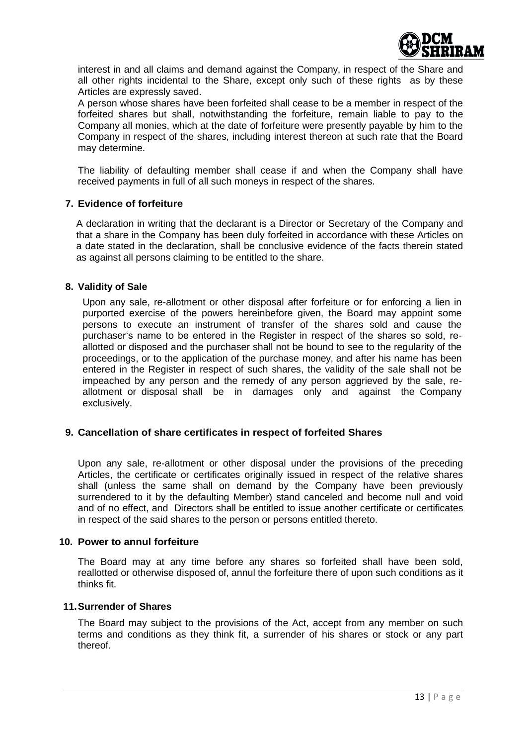interest in and all claims and demand against the Company, in respect of the Share and all other rights incidental to the Share, except only such of these rights as by these Articles are expressly saved.

A person whose shares have been forfeited shall cease to be a member in respect of the forfeited shares but shall, notwithstanding the forfeiture, remain liable to pay to the Company all monies, which at the date of forfeiture were presently payable by him to the Company in respect of the shares, including interest thereon at such rate that the Board may determine.

The liability of defaulting member shall cease if and when the Company shall have received payments in full of all such moneys in respect of the shares.

**7. Evidence of forfeiture**

A declaration in writing that the declarant is a Director or Secretary of the Company and that a share in the Company has been duly forfeited in accordance with these Articles on a date stated in the declaration, shall be conclusive evidence of the facts therein stated as against all persons claiming to be entitled to the share.

**8. Validity of Sale**

Upon any sale, re-allotment or other disposal after forfeiture or for enforcing a lien in purported exercise of the powers hereinbefore given, the Board may appoint some persons to execute an instrument of transfer of the shares sold and cause the purchaser's name to be entered in the Register in respect of the shares so sold, re-allotted or disposed and the purchaser shall not be bound to see to the regularity of the proceedings, or to the application of the purchase money, and after his name has been entered in the Register in respect of such shares, the validity of the sale shall not be impeached by any person and the remedy of any person aggrieved by the sale, re-allotment or disposal shall be in damages only and against the Company exclusively.

**9. Cancellation of share certificates in respect of forfeited Shares**

Upon any sale, re-allotment or other disposal under the provisions of the preceding Articles, the certificate or certificates originally issued in respect of the relative shares shall (unless the same shall on demand by the Company have been previously surrendered to it by the defaulting Member) stand canceled and become null and void and of no effect, and Directors shall be entitled to issue another certificate or certificates in respect of the said shares to the person or persons entitled thereto.

**10. Power to annul forfeiture**

The Board may at any time before any shares so forfeited shall have been sold, reallotted or otherwise disposed of, annul the forfeiture there of upon such conditions as it thinks fit.

**11. Surrender of Shares**

The Board may subject to the provisions of the Act, accept from any member on such terms and conditions as they think fit, a surrender of his shares or stock or any part thereof.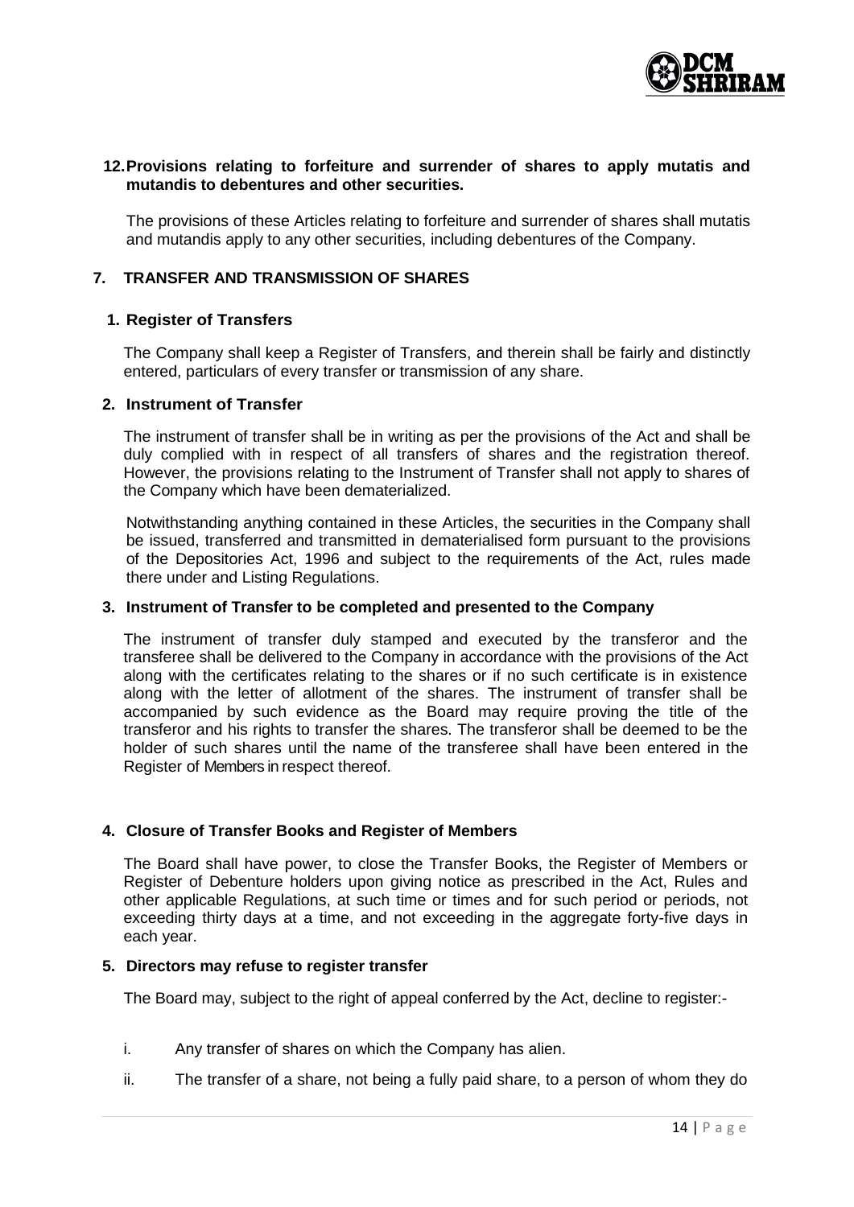### 12. Provisions relating to forfeiture and surrender of shares to apply mutatis and mutandis to debentures and other securities.

The provisions of these Articles relating to forfeiture and surrender of shares shall mutatis and mutandis apply to any other securities, including debentures of the Company.

## 7. TRANSFER AND TRANSMISSION OF SHARES

### 1. Register of Transfers

The Company shall keep a Register of Transfers, and therein shall be fairly and distinctly entered, particulars of every transfer or transmission of any share.

### 2. Instrument of Transfer

The instrument of transfer shall be in writing as per the provisions of the Act and shall be duly complied with in respect of all transfers of shares and the registration thereof. However, the provisions relating to the Instrument of Transfer shall not apply to shares of the Company which have been dematerialized.

Notwithstanding anything contained in these Articles, the securities in the Company shall be issued, transferred and transmitted in dematerialised form pursuant to the provisions of the Depositories Act, 1996 and subject to the requirements of the Act, rules made there under and Listing Regulations.

### 3. Instrument of Transfer to be completed and presented to the Company

The instrument of transfer duly stamped and executed by the transferor and the transferee shall be delivered to the Company in accordance with the provisions of the Act along with the certificates relating to the shares or if no such certificate is in existence along with the letter of allotment of the shares. The instrument of transfer shall be accompanied by such evidence as the Board may require proving the title of the transferor and his rights to transfer the shares. The transferor shall be deemed to be the holder of such shares until the name of the transferee shall have been entered in the Register of Members in respect thereof.

### 4. Closure of Transfer Books and Register of Members

The Board shall have power, to close the Transfer Books, the Register of Members or Register of Debenture holders upon giving notice as prescribed in the Act, Rules and other applicable Regulations, at such time or times and for such period or periods, not exceeding thirty days at a time, and not exceeding in the aggregate forty-five days in each year.

### 5. Directors may refuse to register transfer

The Board may, subject to the right of appeal conferred by the Act, decline to register:-

i. Any transfer of shares on which the Company has alien.

ii. The transfer of a share, not being a fully paid share, to a person of whom they do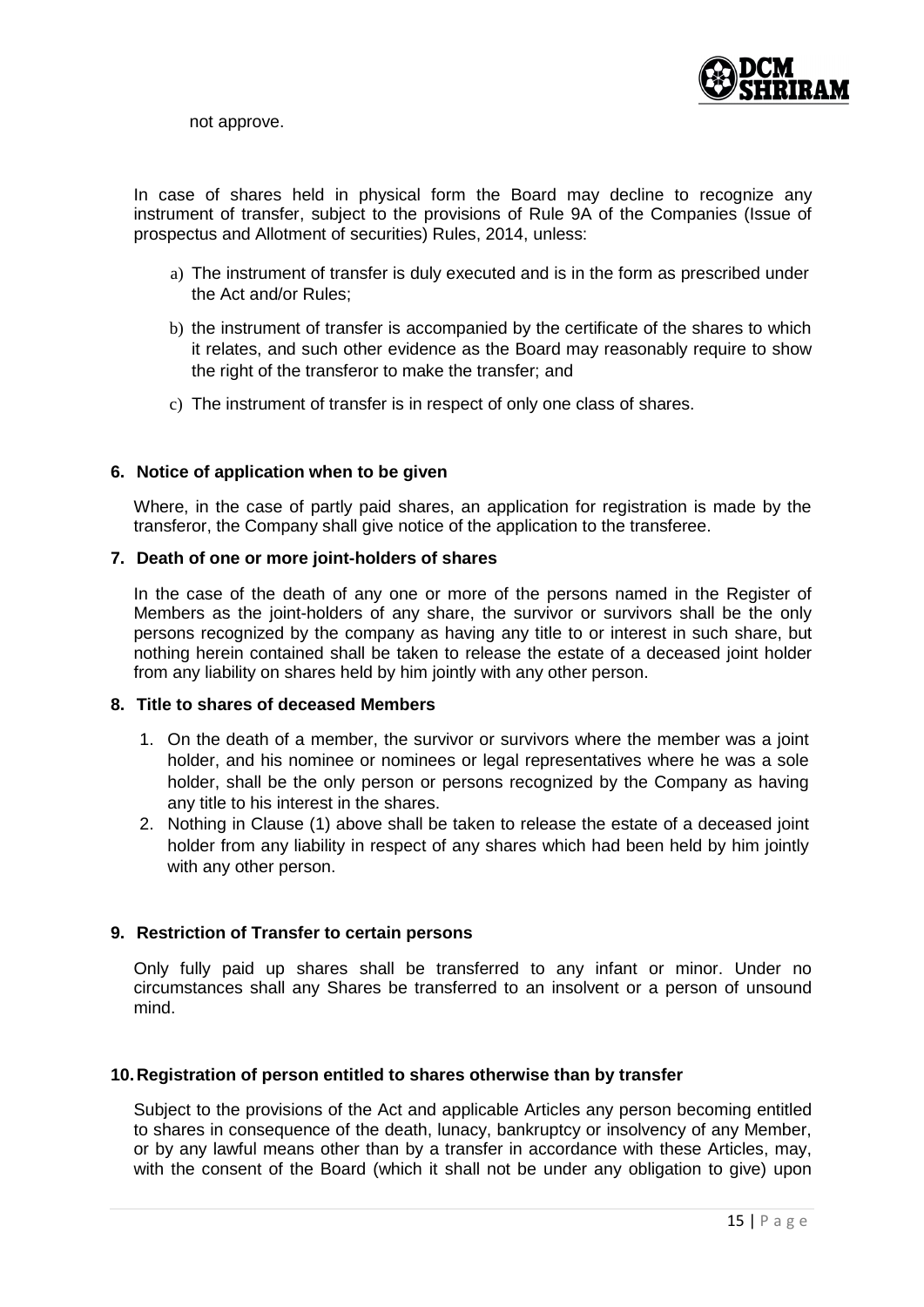not approve.

In case of shares held in physical form the Board may decline to recognize any instrument of transfer, subject to the provisions of Rule 9A of the Companies (Issue of prospectus and Allotment of securities) Rules, 2014, unless:

a) The instrument of transfer is duly executed and is in the form as prescribed under the Act and/or Rules;

b) the instrument of transfer is accompanied by the certificate of the shares to which it relates, and such other evidence as the Board may reasonably require to show the right of the transferor to make the transfer; and

c) The instrument of transfer is in respect of only one class of shares.

**6. Notice of application when to be given**

Where, in the case of partly paid shares, an application for registration is made by the transferor, the Company shall give notice of the application to the transferee.

**7. Death of one or more joint-holders of shares**

In the case of the death of any one or more of the persons named in the Register of Members as the joint-holders of any share, the survivor or survivors shall be the only persons recognized by the company as having any title to or interest in such share, but nothing herein contained shall be taken to release the estate of a deceased joint holder from any liability on shares held by him jointly with any other person.

**8. Title to shares of deceased Members**

1. On the death of a member, the survivor or survivors where the member was a joint holder, and his nominee or nominees or legal representatives where he was a sole holder, shall be the only person or persons recognized by the Company as having any title to his interest in the shares.
2. Nothing in Clause (1) above shall be taken to release the estate of a deceased joint holder from any liability in respect of any shares which had been held by him jointly with any other person.

**9. Restriction of Transfer to certain persons**

Only fully paid up shares shall be transferred to any infant or minor. Under no circumstances shall any Shares be transferred to an insolvent or a person of unsound mind.

**10. Registration of person entitled to shares otherwise than by transfer**

Subject to the provisions of the Act and applicable Articles any person becoming entitled to shares in consequence of the death, lunacy, bankruptcy or insolvency of any Member, or by any lawful means other than by a transfer in accordance with these Articles, may, with the consent of the Board (which it shall not be under any obligation to give) upon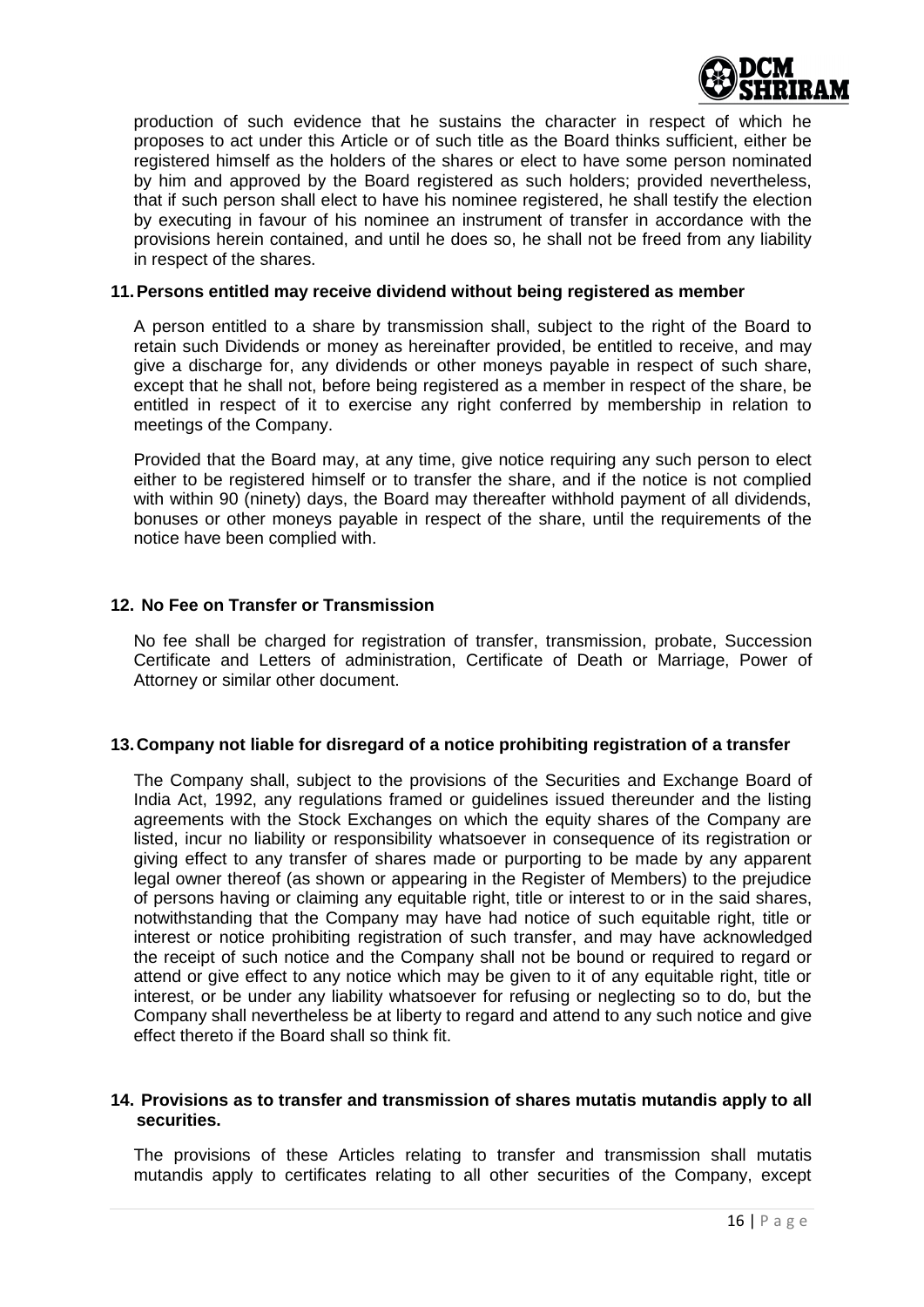production of such evidence that he sustains the character in respect of which he proposes to act under this Article or of such title as the Board thinks sufficient, either be registered himself as the holders of the shares or elect to have some person nominated by him and approved by the Board registered as such holders; provided nevertheless, that if such person shall elect to have his nominee registered, he shall testify the election by executing in favour of his nominee an instrument of transfer in accordance with the provisions herein contained, and until he does so, he shall not be freed from any liability in respect of the shares.

**11. Persons entitled may receive dividend without being registered as member**

A person entitled to a share by transmission shall, subject to the right of the Board to retain such Dividends or money as hereinafter provided, be entitled to receive, and may give a discharge for, any dividends or other moneys payable in respect of such share, except that he shall not, before being registered as a member in respect of the share, be entitled in respect of it to exercise any right conferred by membership in relation to meetings of the Company.

Provided that the Board may, at any time, give notice requiring any such person to elect either to be registered himself or to transfer the share, and if the notice is not complied with within 90 (ninety) days, the Board may thereafter withhold payment of all dividends, bonuses or other moneys payable in respect of the share, until the requirements of the notice have been complied with.

**12. No Fee on Transfer or Transmission**

No fee shall be charged for registration of transfer, transmission, probate, Succession Certificate and Letters of administration, Certificate of Death or Marriage, Power of Attorney or similar other document.

**13. Company not liable for disregard of a notice prohibiting registration of a transfer**

The Company shall, subject to the provisions of the Securities and Exchange Board of India Act, 1992, any regulations framed or guidelines issued thereunder and the listing agreements with the Stock Exchanges on which the equity shares of the Company are listed, incur no liability or responsibility whatsoever in consequence of its registration or giving effect to any transfer of shares made or purporting to be made by any apparent legal owner thereof (as shown or appearing in the Register of Members) to the prejudice of persons having or claiming any equitable right, title or interest to or in the said shares, notwithstanding that the Company may have had notice of such equitable right, title or interest or notice prohibiting registration of such transfer, and may have acknowledged the receipt of such notice and the Company shall not be bound or required to regard or attend or give effect to any notice which may be given to it of any equitable right, title or interest, or be under any liability whatsoever for refusing or neglecting so to do, but the Company shall nevertheless be at liberty to regard and attend to any such notice and give effect thereto if the Board shall so think fit.

**14. Provisions as to transfer and transmission of shares mutatis mutandis apply to all securities.**

The provisions of these Articles relating to transfer and transmission shall mutatis mutandis apply to certificates relating to all other securities of the Company, except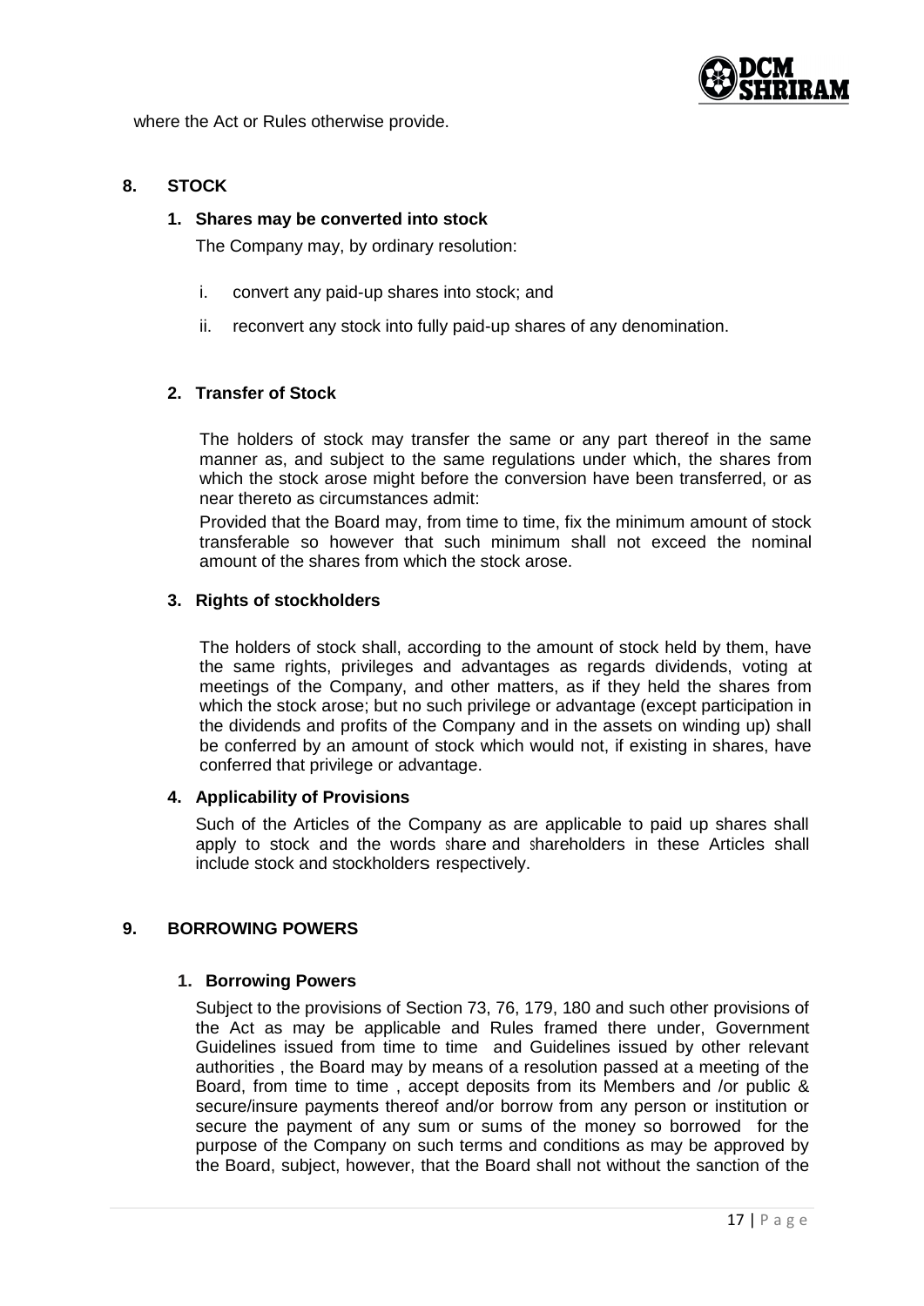where the Act or Rules otherwise provide.

## 8. STOCK

### 1. Shares may be converted into stock

The Company may, by ordinary resolution:

i. convert any paid-up shares into stock; and

ii. reconvert any stock into fully paid-up shares of any denomination.

### 2. Transfer of Stock

The holders of stock may transfer the same or any part thereof in the same manner as, and subject to the same regulations under which, the shares from which the stock arose might before the conversion have been transferred, or as near thereto as circumstances admit:

Provided that the Board may, from time to time, fix the minimum amount of stock transferable so however that such minimum shall not exceed the nominal amount of the shares from which the stock arose.

### 3. Rights of stockholders

The holders of stock shall, according to the amount of stock held by them, have the same rights, privileges and advantages as regards dividends, voting at meetings of the Company, and other matters, as if they held the shares from which the stock arose; but no such privilege or advantage (except participation in the dividends and profits of the Company and in the assets on winding up) shall be conferred by an amount of stock which would not, if existing in shares, have conferred that privilege or advantage.

### 4. Applicability of Provisions

Such of the Articles of the Company as are applicable to paid up shares shall apply to stock and the words share and shareholders in these Articles shall include stock and stockholders respectively.

## 9. BORROWING POWERS

### 1. Borrowing Powers

Subject to the provisions of Section 73, 76, 179, 180 and such other provisions of the Act as may be applicable and Rules framed there under, Government Guidelines issued from time to time and Guidelines issued by other relevant authorities , the Board may by means of a resolution passed at a meeting of the Board, from time to time , accept deposits from its Members and /or public & secure/insure payments thereof and/or borrow from any person or institution or secure the payment of any sum or sums of the money so borrowed for the purpose of the Company on such terms and conditions as may be approved by the Board, subject, however, that the Board shall not without the sanction of the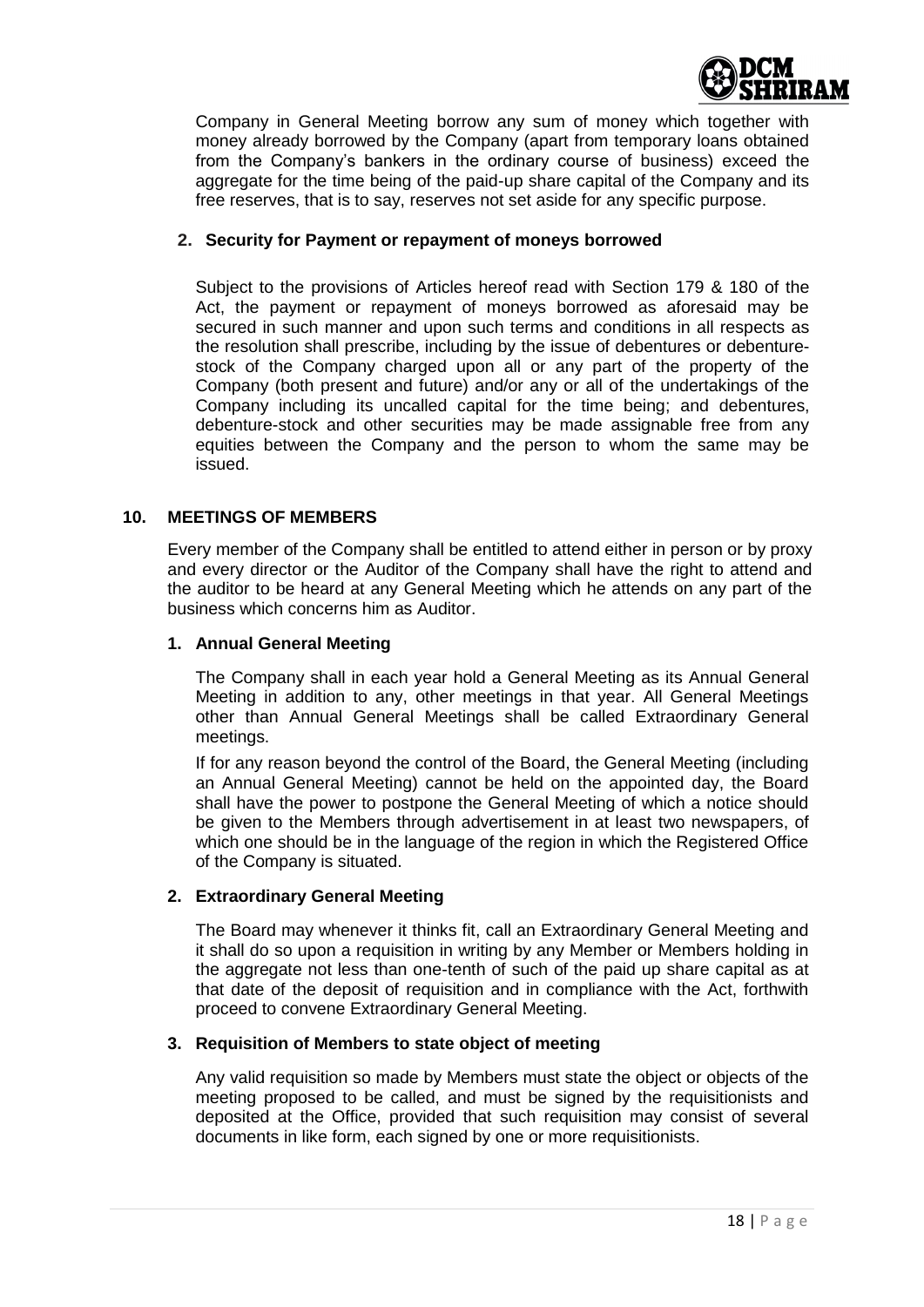Company in General Meeting borrow any sum of money which together with money already borrowed by the Company (apart from temporary loans obtained from the Company's bankers in the ordinary course of business) exceed the aggregate for the time being of the paid-up share capital of the Company and its free reserves, that is to say, reserves not set aside for any specific purpose.

**2. Security for Payment or repayment of moneys borrowed**

Subject to the provisions of Articles hereof read with Section 179 & 180 of the Act, the payment or repayment of moneys borrowed as aforesaid may be secured in such manner and upon such terms and conditions in all respects as the resolution shall prescribe, including by the issue of debentures or debenture-stock of the Company charged upon all or any part of the property of the Company (both present and future) and/or any or all of the undertakings of the Company including its uncalled capital for the time being; and debentures, debenture-stock and other securities may be made assignable free from any equities between the Company and the person to whom the same may be issued.

## 10. MEETINGS OF MEMBERS

Every member of the Company shall be entitled to attend either in person or by proxy and every director or the Auditor of the Company shall have the right to attend and the auditor to be heard at any General Meeting which he attends on any part of the business which concerns him as Auditor.

**1. Annual General Meeting**

The Company shall in each year hold a General Meeting as its Annual General Meeting in addition to any, other meetings in that year. All General Meetings other than Annual General Meetings shall be called Extraordinary General meetings.

If for any reason beyond the control of the Board, the General Meeting (including an Annual General Meeting) cannot be held on the appointed day, the Board shall have the power to postpone the General Meeting of which a notice should be given to the Members through advertisement in at least two newspapers, of which one should be in the language of the region in which the Registered Office of the Company is situated.

**2. Extraordinary General Meeting**

The Board may whenever it thinks fit, call an Extraordinary General Meeting and it shall do so upon a requisition in writing by any Member or Members holding in the aggregate not less than one-tenth of such of the paid up share capital as at that date of the deposit of requisition and in compliance with the Act, forthwith proceed to convene Extraordinary General Meeting.

**3. Requisition of Members to state object of meeting**

Any valid requisition so made by Members must state the object or objects of the meeting proposed to be called, and must be signed by the requisitionists and deposited at the Office, provided that such requisition may consist of several documents in like form, each signed by one or more requisitionists.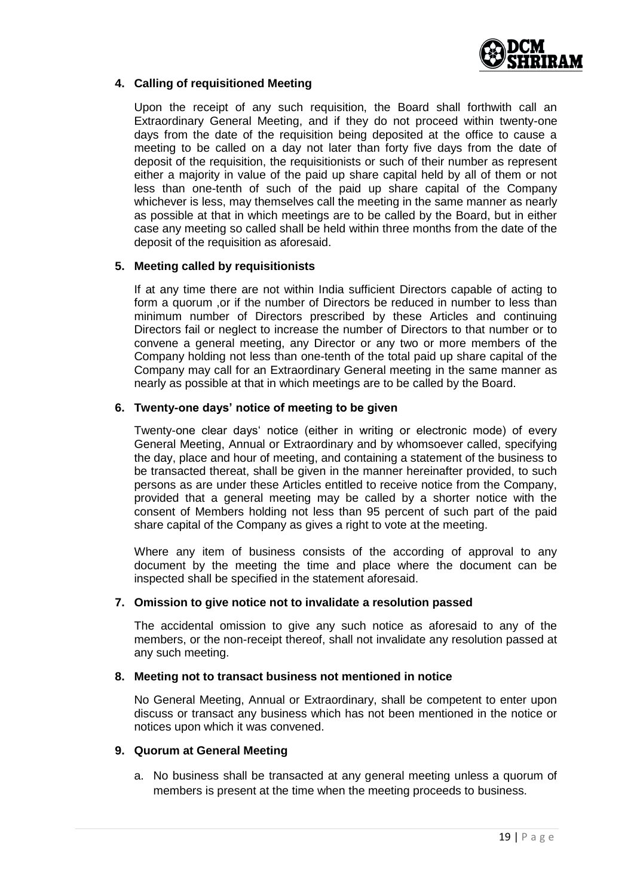**4. Calling of requisitioned Meeting**

Upon the receipt of any such requisition, the Board shall forthwith call an Extraordinary General Meeting, and if they do not proceed within twenty-one days from the date of the requisition being deposited at the office to cause a meeting to be called on a day not later than forty five days from the date of deposit of the requisition, the requisitionists or such of their number as represent either a majority in value of the paid up share capital held by all of them or not less than one-tenth of such of the paid up share capital of the Company whichever is less, may themselves call the meeting in the same manner as nearly as possible at that in which meetings are to be called by the Board, but in either case any meeting so called shall be held within three months from the date of the deposit of the requisition as aforesaid.

**5. Meeting called by requisitionists**

If at any time there are not within India sufficient Directors capable of acting to form a quorum ,or if the number of Directors be reduced in number to less than minimum number of Directors prescribed by these Articles and continuing Directors fail or neglect to increase the number of Directors to that number or to convene a general meeting, any Director or any two or more members of the Company holding not less than one-tenth of the total paid up share capital of the Company may call for an Extraordinary General meeting in the same manner as nearly as possible at that in which meetings are to be called by the Board.

**6. Twenty-one days' notice of meeting to be given**

Twenty-one clear days' notice (either in writing or electronic mode) of every General Meeting, Annual or Extraordinary and by whomsoever called, specifying the day, place and hour of meeting, and containing a statement of the business to be transacted thereat, shall be given in the manner hereinafter provided, to such persons as are under these Articles entitled to receive notice from the Company, provided that a general meeting may be called by a shorter notice with the consent of Members holding not less than 95 percent of such part of the paid share capital of the Company as gives a right to vote at the meeting.

Where any item of business consists of the according of approval to any document by the meeting the time and place where the document can be inspected shall be specified in the statement aforesaid.

**7. Omission to give notice not to invalidate a resolution passed**

The accidental omission to give any such notice as aforesaid to any of the members, or the non-receipt thereof, shall not invalidate any resolution passed at any such meeting.

**8. Meeting not to transact business not mentioned in notice**

No General Meeting, Annual or Extraordinary, shall be competent to enter upon discuss or transact any business which has not been mentioned in the notice or notices upon which it was convened.

**9. Quorum at General Meeting**

a. No business shall be transacted at any general meeting unless a quorum of members is present at the time when the meeting proceeds to business.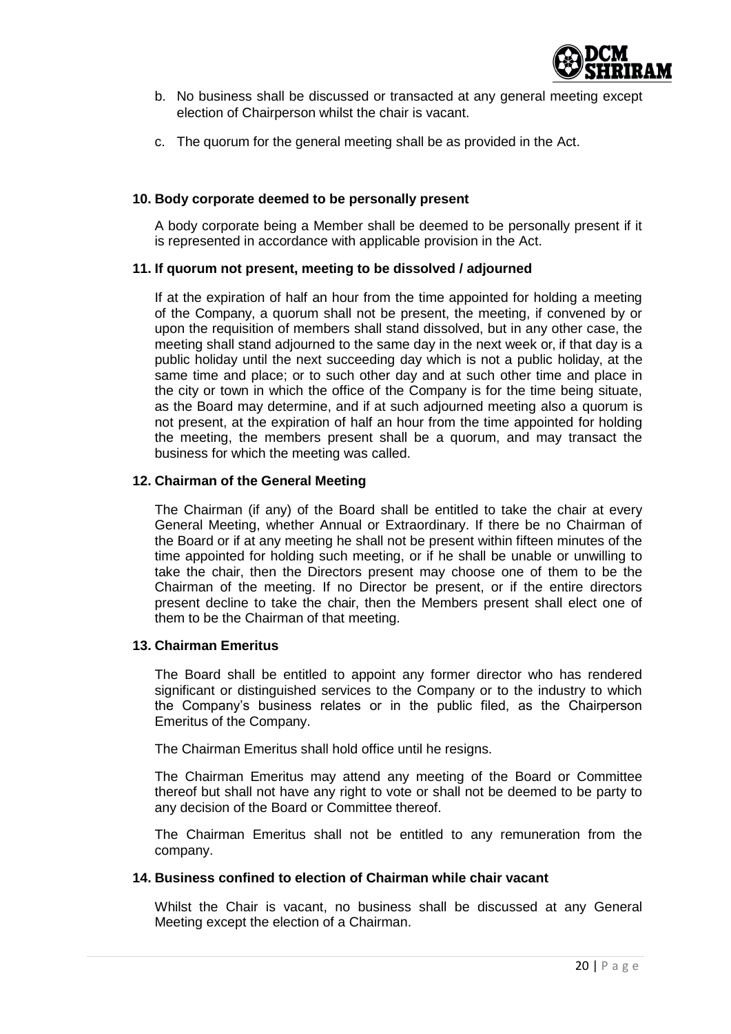b. No business shall be discussed or transacted at any general meeting except election of Chairperson whilst the chair is vacant.

c. The quorum for the general meeting shall be as provided in the Act.

**10. Body corporate deemed to be personally present**

A body corporate being a Member shall be deemed to be personally present if it is represented in accordance with applicable provision in the Act.

**11. If quorum not present, meeting to be dissolved / adjourned**

If at the expiration of half an hour from the time appointed for holding a meeting of the Company, a quorum shall not be present, the meeting, if convened by or upon the requisition of members shall stand dissolved, but in any other case, the meeting shall stand adjourned to the same day in the next week or, if that day is a public holiday until the next succeeding day which is not a public holiday, at the same time and place; or to such other day and at such other time and place in the city or town in which the office of the Company is for the time being situate, as the Board may determine, and if at such adjourned meeting also a quorum is not present, at the expiration of half an hour from the time appointed for holding the meeting, the members present shall be a quorum, and may transact the business for which the meeting was called.

**12. Chairman of the General Meeting**

The Chairman (if any) of the Board shall be entitled to take the chair at every General Meeting, whether Annual or Extraordinary. If there be no Chairman of the Board or if at any meeting he shall not be present within fifteen minutes of the time appointed for holding such meeting, or if he shall be unable or unwilling to take the chair, then the Directors present may choose one of them to be the Chairman of the meeting. If no Director be present, or if the entire directors present decline to take the chair, then the Members present shall elect one of them to be the Chairman of that meeting.

**13. Chairman Emeritus**

The Board shall be entitled to appoint any former director who has rendered significant or distinguished services to the Company or to the industry to which the Company's business relates or in the public filed, as the Chairperson Emeritus of the Company.

The Chairman Emeritus shall hold office until he resigns.

The Chairman Emeritus may attend any meeting of the Board or Committee thereof but shall not have any right to vote or shall not be deemed to be party to any decision of the Board or Committee thereof.

The Chairman Emeritus shall not be entitled to any remuneration from the company.

**14. Business confined to election of Chairman while chair vacant**

Whilst the Chair is vacant, no business shall be discussed at any General Meeting except the election of a Chairman.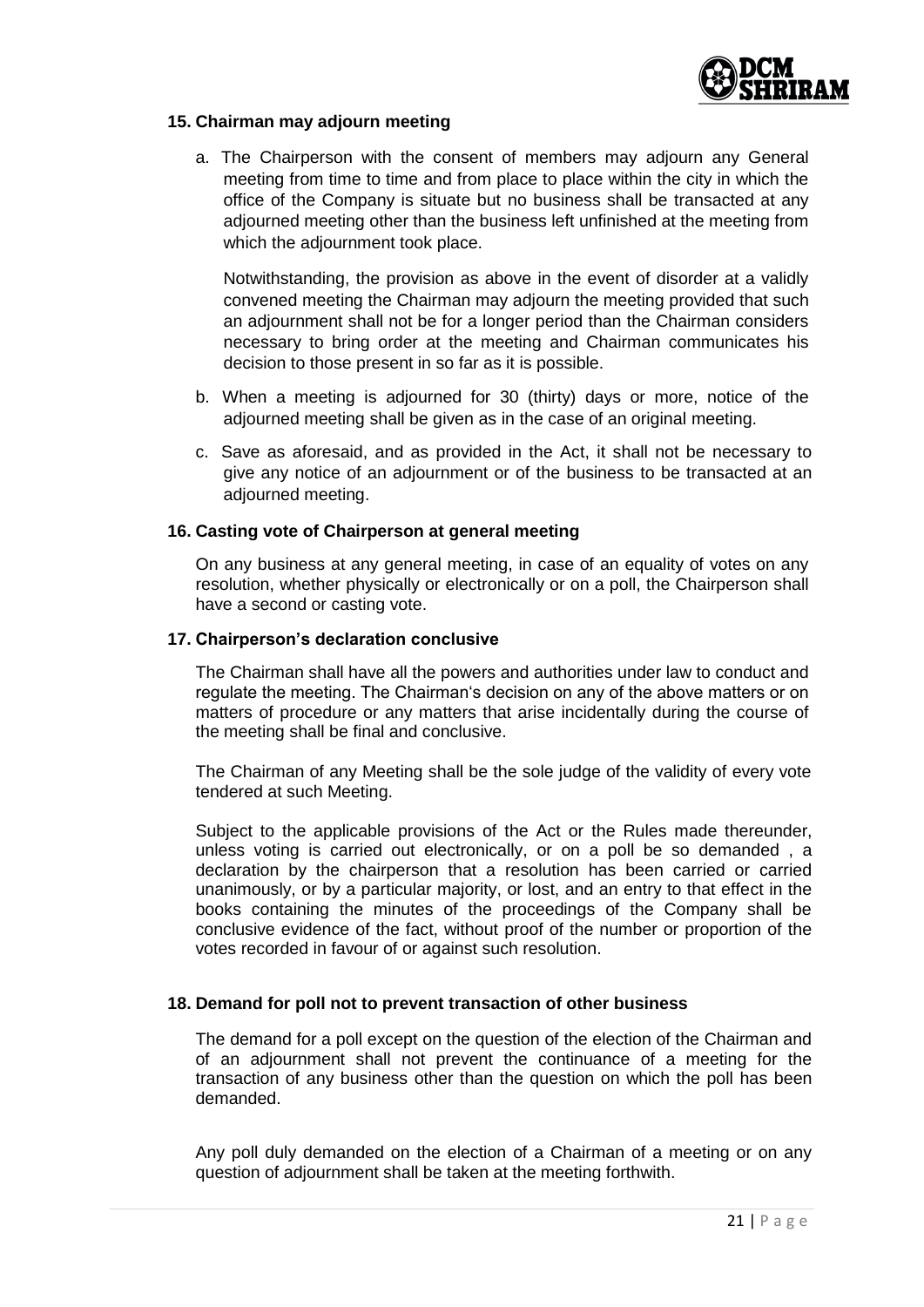### 15. Chairman may adjourn meeting

a. The Chairperson with the consent of members may adjourn any General meeting from time to time and from place to place within the city in which the office of the Company is situate but no business shall be transacted at any adjourned meeting other than the business left unfinished at the meeting from which the adjournment took place.

   Notwithstanding, the provision as above in the event of disorder at a validly convened meeting the Chairman may adjourn the meeting provided that such an adjournment shall not be for a longer period than the Chairman considers necessary to bring order at the meeting and Chairman communicates his decision to those present in so far as it is possible.

b. When a meeting is adjourned for 30 (thirty) days or more, notice of the adjourned meeting shall be given as in the case of an original meeting.

c. Save as aforesaid, and as provided in the Act, it shall not be necessary to give any notice of an adjournment or of the business to be transacted at an adjourned meeting.

### 16. Casting vote of Chairperson at general meeting

On any business at any general meeting, in case of an equality of votes on any resolution, whether physically or electronically or on a poll, the Chairperson shall have a second or casting vote.

### 17. Chairperson's declaration conclusive

The Chairman shall have all the powers and authorities under law to conduct and regulate the meeting. The Chairman's decision on any of the above matters or on matters of procedure or any matters that arise incidentally during the course of the meeting shall be final and conclusive.

The Chairman of any Meeting shall be the sole judge of the validity of every vote tendered at such Meeting.

Subject to the applicable provisions of the Act or the Rules made thereunder, unless voting is carried out electronically, or on a poll be so demanded , a declaration by the chairperson that a resolution has been carried or carried unanimously, or by a particular majority, or lost, and an entry to that effect in the books containing the minutes of the proceedings of the Company shall be conclusive evidence of the fact, without proof of the number or proportion of the votes recorded in favour of or against such resolution.

### 18. Demand for poll not to prevent transaction of other business

The demand for a poll except on the question of the election of the Chairman and of an adjournment shall not prevent the continuance of a meeting for the transaction of any business other than the question on which the poll has been demanded.

Any poll duly demanded on the election of a Chairman of a meeting or on any question of adjournment shall be taken at the meeting forthwith.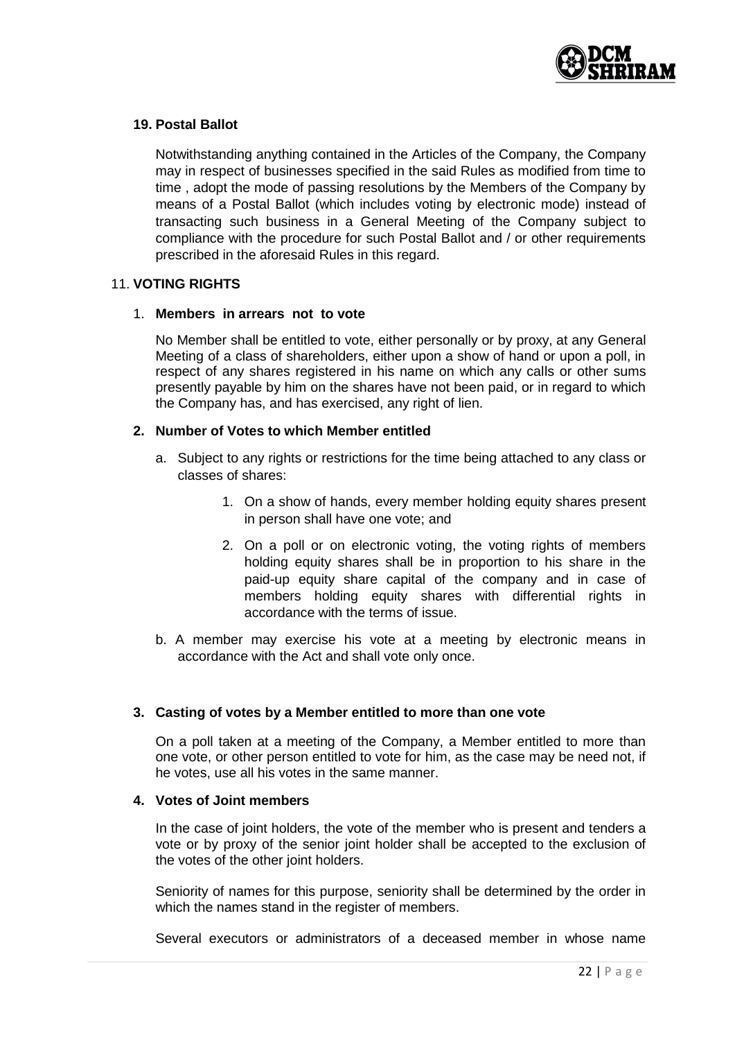**19. Postal Ballot**

Notwithstanding anything contained in the Articles of the Company, the Company may in respect of businesses specified in the said Rules as modified from time to time , adopt the mode of passing resolutions by the Members of the Company by means of a Postal Ballot (which includes voting by electronic mode) instead of transacting such business in a General Meeting of the Company subject to compliance with the procedure for such Postal Ballot and / or other requirements prescribed in the aforesaid Rules in this regard.

11. **VOTING RIGHTS**

1. **Members in arrears not to vote**

   No Member shall be entitled to vote, either personally or by proxy, at any General Meeting of a class of shareholders, either upon a show of hand or upon a poll, in respect of any shares registered in his name on which any calls or other sums presently payable by him on the shares have not been paid, or in regard to which the Company has, and has exercised, any right of lien.

2. **Number of Votes to which Member entitled**

   a. Subject to any rights or restrictions for the time being attached to any class or classes of shares:

      1. On a show of hands, every member holding equity shares present in person shall have one vote; and

      2. On a poll or on electronic voting, the voting rights of members holding equity shares shall be in proportion to his share in the paid-up equity share capital of the company and in case of members holding equity shares with differential rights in accordance with the terms of issue.

   b. A member may exercise his vote at a meeting by electronic means in accordance with the Act and shall vote only once.

3. **Casting of votes by a Member entitled to more than one vote**

   On a poll taken at a meeting of the Company, a Member entitled to more than one vote, or other person entitled to vote for him, as the case may be need not, if he votes, use all his votes in the same manner.

4. **Votes of Joint members**

   In the case of joint holders, the vote of the member who is present and tenders a vote or by proxy of the senior joint holder shall be accepted to the exclusion of the votes of the other joint holders.

   Seniority of names for this purpose, seniority shall be determined by the order in which the names stand in the register of members.

   Several executors or administrators of a deceased member in whose name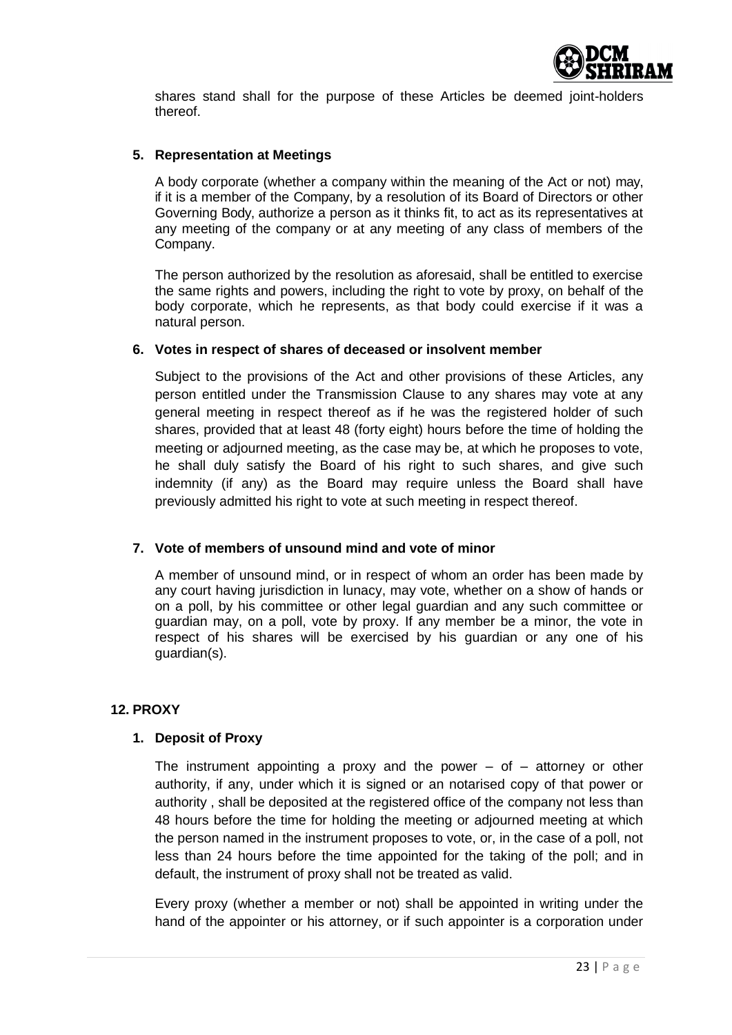shares stand shall for the purpose of these Articles be deemed joint-holders thereof.

**5. Representation at Meetings**

A body corporate (whether a company within the meaning of the Act or not) may, if it is a member of the Company, by a resolution of its Board of Directors or other Governing Body, authorize a person as it thinks fit, to act as its representatives at any meeting of the company or at any meeting of any class of members of the Company.

The person authorized by the resolution as aforesaid, shall be entitled to exercise the same rights and powers, including the right to vote by proxy, on behalf of the body corporate, which he represents, as that body could exercise if it was a natural person.

**6. Votes in respect of shares of deceased or insolvent member**

Subject to the provisions of the Act and other provisions of these Articles, any person entitled under the Transmission Clause to any shares may vote at any general meeting in respect thereof as if he was the registered holder of such shares, provided that at least 48 (forty eight) hours before the time of holding the meeting or adjourned meeting, as the case may be, at which he proposes to vote, he shall duly satisfy the Board of his right to such shares, and give such indemnity (if any) as the Board may require unless the Board shall have previously admitted his right to vote at such meeting in respect thereof.

**7. Vote of members of unsound mind and vote of minor**

A member of unsound mind, or in respect of whom an order has been made by any court having jurisdiction in lunacy, may vote, whether on a show of hands or on a poll, by his committee or other legal guardian and any such committee or guardian may, on a poll, vote by proxy. If any member be a minor, the vote in respect of his shares will be exercised by his guardian or any one of his guardian(s).

**12. PROXY**

**1. Deposit of Proxy**

The instrument appointing a proxy and the power – of – attorney or other authority, if any, under which it is signed or an notarised copy of that power or authority , shall be deposited at the registered office of the company not less than 48 hours before the time for holding the meeting or adjourned meeting at which the person named in the instrument proposes to vote, or, in the case of a poll, not less than 24 hours before the time appointed for the taking of the poll; and in default, the instrument of proxy shall not be treated as valid.

Every proxy (whether a member or not) shall be appointed in writing under the hand of the appointer or his attorney, or if such appointer is a corporation under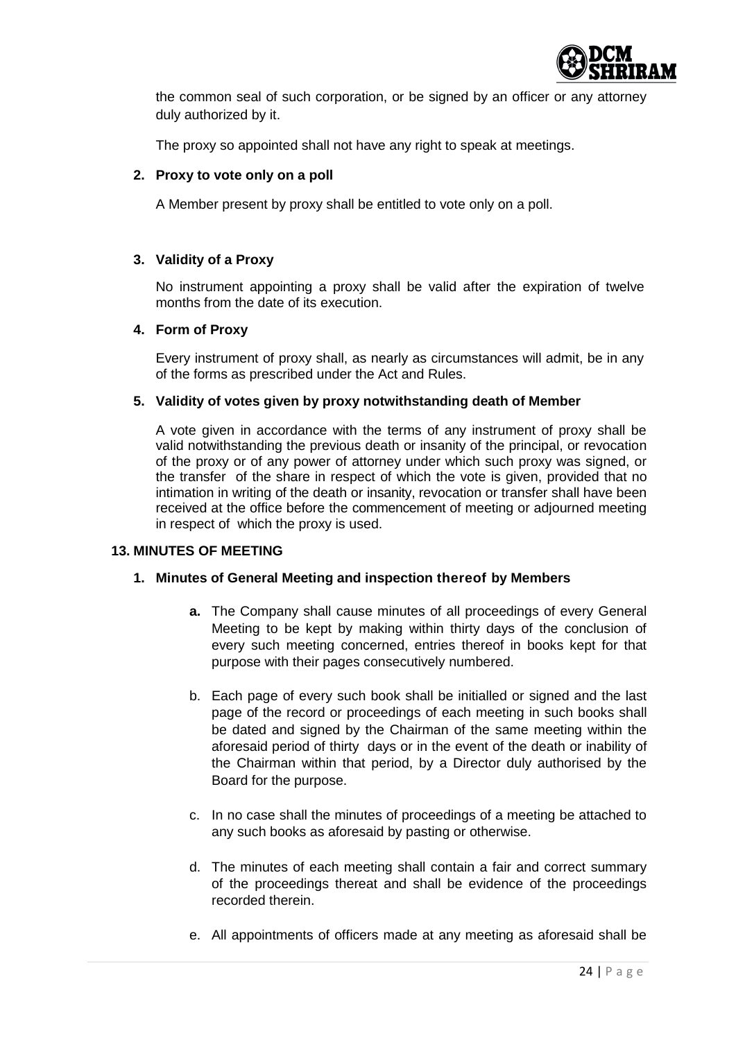the common seal of such corporation, or be signed by an officer or any attorney duly authorized by it.

The proxy so appointed shall not have any right to speak at meetings.

**2. Proxy to vote only on a poll**

A Member present by proxy shall be entitled to vote only on a poll.

**3. Validity of a Proxy**

No instrument appointing a proxy shall be valid after the expiration of twelve months from the date of its execution.

**4. Form of Proxy**

Every instrument of proxy shall, as nearly as circumstances will admit, be in any of the forms as prescribed under the Act and Rules.

**5. Validity of votes given by proxy notwithstanding death of Member**

A vote given in accordance with the terms of any instrument of proxy shall be valid notwithstanding the previous death or insanity of the principal, or revocation of the proxy or of any power of attorney under which such proxy was signed, or the transfer of the share in respect of which the vote is given, provided that no intimation in writing of the death or insanity, revocation or transfer shall have been received at the office before the commencement of meeting or adjourned meeting in respect of which the proxy is used.

## 13. MINUTES OF MEETING

**1. Minutes of General Meeting and inspection thereof by Members**

- **a.** The Company shall cause minutes of all proceedings of every General Meeting to be kept by making within thirty days of the conclusion of every such meeting concerned, entries thereof in books kept for that purpose with their pages consecutively numbered.
- b. Each page of every such book shall be initialled or signed and the last page of the record or proceedings of each meeting in such books shall be dated and signed by the Chairman of the same meeting within the aforesaid period of thirty days or in the event of the death or inability of the Chairman within that period, by a Director duly authorised by the Board for the purpose.
- c. In no case shall the minutes of proceedings of a meeting be attached to any such books as aforesaid by pasting or otherwise.
- d. The minutes of each meeting shall contain a fair and correct summary of the proceedings thereat and shall be evidence of the proceedings recorded therein.
- e. All appointments of officers made at any meeting as aforesaid shall be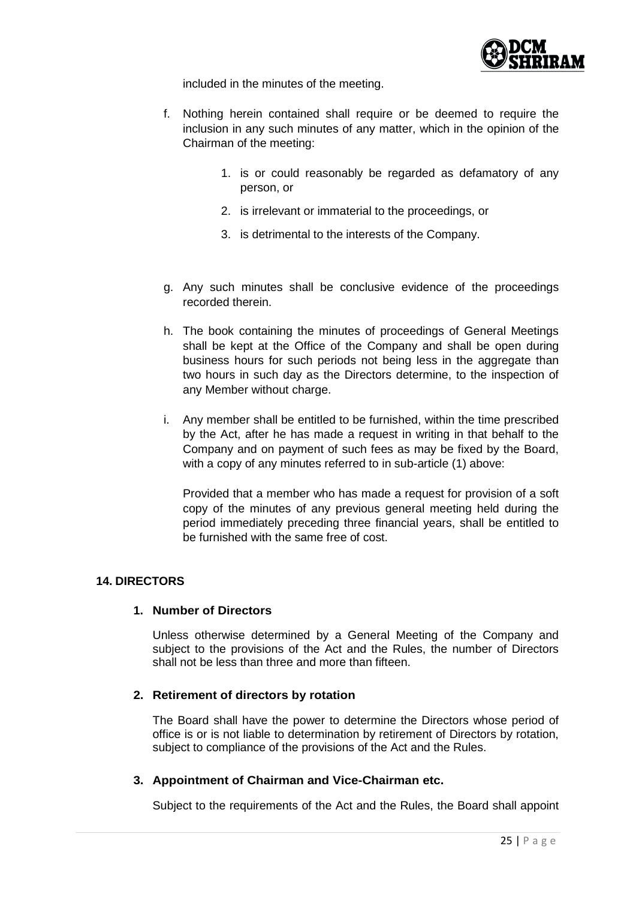included in the minutes of the meeting.

f. Nothing herein contained shall require or be deemed to require the inclusion in any such minutes of any matter, which in the opinion of the Chairman of the meeting:

    1. is or could reasonably be regarded as defamatory of any person, or
    2. is irrelevant or immaterial to the proceedings, or
    3. is detrimental to the interests of the Company.

g. Any such minutes shall be conclusive evidence of the proceedings recorded therein.

h. The book containing the minutes of proceedings of General Meetings shall be kept at the Office of the Company and shall be open during business hours for such periods not being less in the aggregate than two hours in such day as the Directors determine, to the inspection of any Member without charge.

i. Any member shall be entitled to be furnished, within the time prescribed by the Act, after he has made a request in writing in that behalf to the Company and on payment of such fees as may be fixed by the Board, with a copy of any minutes referred to in sub-article (1) above:

   Provided that a member who has made a request for provision of a soft copy of the minutes of any previous general meeting held during the period immediately preceding three financial years, shall be entitled to be furnished with the same free of cost.

## 14. DIRECTORS

### 1. Number of Directors

Unless otherwise determined by a General Meeting of the Company and subject to the provisions of the Act and the Rules, the number of Directors shall not be less than three and more than fifteen.

### 2. Retirement of directors by rotation

The Board shall have the power to determine the Directors whose period of office is or is not liable to determination by retirement of Directors by rotation, subject to compliance of the provisions of the Act and the Rules.

### 3. Appointment of Chairman and Vice-Chairman etc.

Subject to the requirements of the Act and the Rules, the Board shall appoint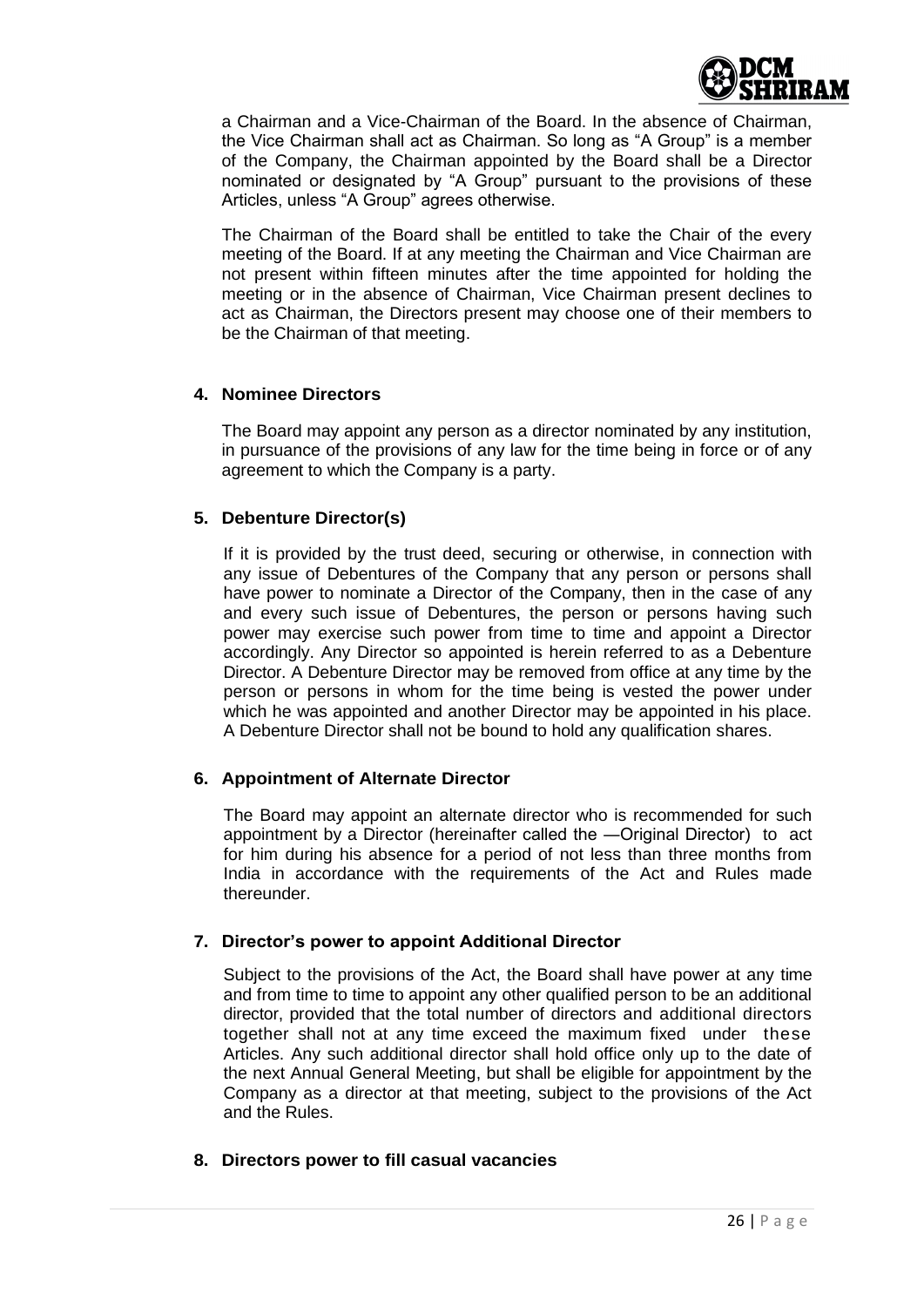a Chairman and a Vice-Chairman of the Board. In the absence of Chairman, the Vice Chairman shall act as Chairman. So long as "A Group" is a member of the Company, the Chairman appointed by the Board shall be a Director nominated or designated by "A Group" pursuant to the provisions of these Articles, unless "A Group" agrees otherwise.

The Chairman of the Board shall be entitled to take the Chair of the every meeting of the Board. If at any meeting the Chairman and Vice Chairman are not present within fifteen minutes after the time appointed for holding the meeting or in the absence of Chairman, Vice Chairman present declines to act as Chairman, the Directors present may choose one of their members to be the Chairman of that meeting.

**4. Nominee Directors**

The Board may appoint any person as a director nominated by any institution, in pursuance of the provisions of any law for the time being in force or of any agreement to which the Company is a party.

**5. Debenture Director(s)**

If it is provided by the trust deed, securing or otherwise, in connection with any issue of Debentures of the Company that any person or persons shall have power to nominate a Director of the Company, then in the case of any and every such issue of Debentures, the person or persons having such power may exercise such power from time to time and appoint a Director accordingly. Any Director so appointed is herein referred to as a Debenture Director. A Debenture Director may be removed from office at any time by the person or persons in whom for the time being is vested the power under which he was appointed and another Director may be appointed in his place. A Debenture Director shall not be bound to hold any qualification shares.

**6. Appointment of Alternate Director**

The Board may appoint an alternate director who is recommended for such appointment by a Director (hereinafter called the —Original Director) to act for him during his absence for a period of not less than three months from India in accordance with the requirements of the Act and Rules made thereunder.

**7. Director's power to appoint Additional Director**

Subject to the provisions of the Act, the Board shall have power at any time and from time to time to appoint any other qualified person to be an additional director, provided that the total number of directors and additional directors together shall not at any time exceed the maximum fixed under these Articles. Any such additional director shall hold office only up to the date of the next Annual General Meeting, but shall be eligible for appointment by the Company as a director at that meeting, subject to the provisions of the Act and the Rules.

**8. Directors power to fill casual vacancies**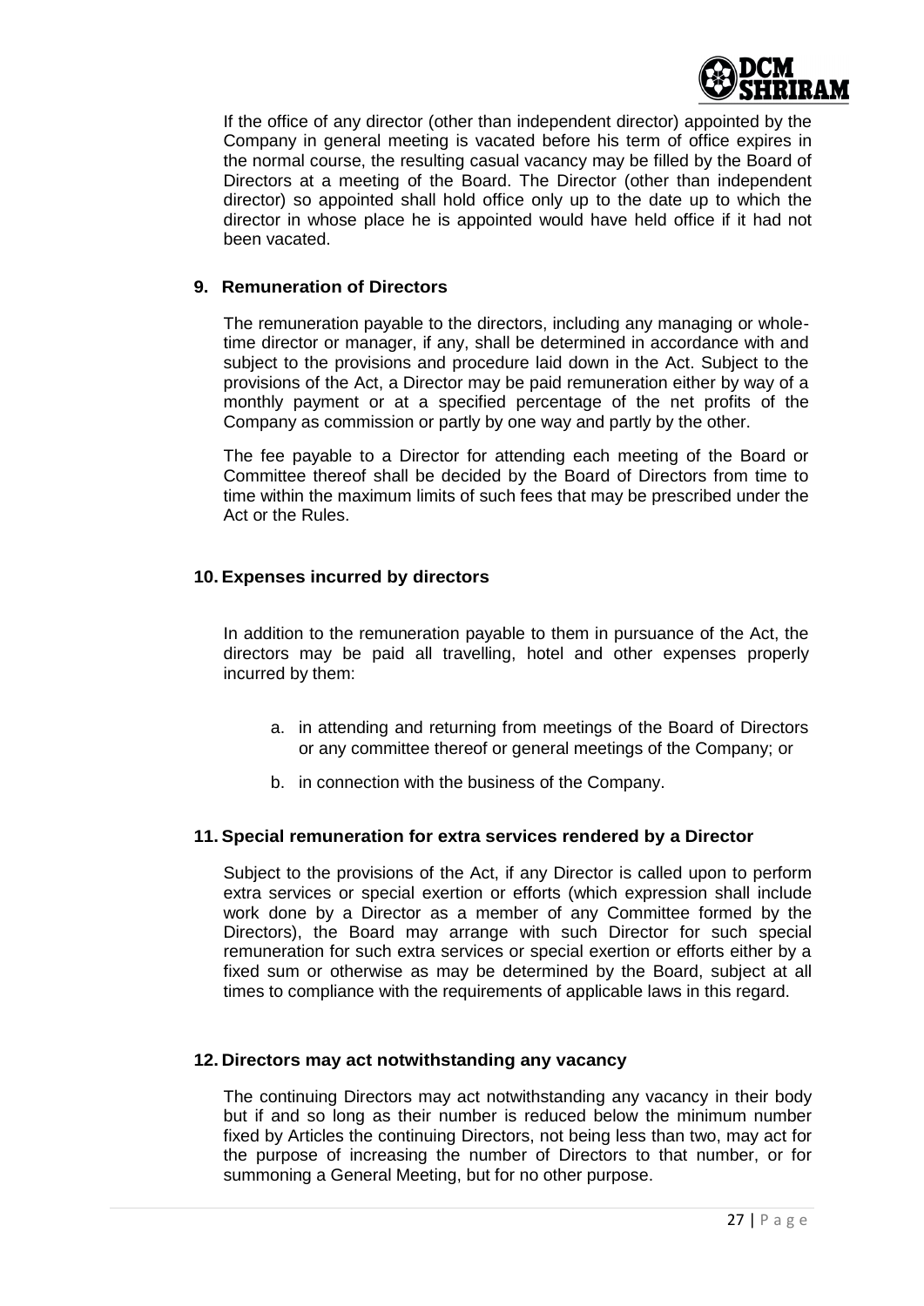If the office of any director (other than independent director) appointed by the Company in general meeting is vacated before his term of office expires in the normal course, the resulting casual vacancy may be filled by the Board of Directors at a meeting of the Board. The Director (other than independent director) so appointed shall hold office only up to the date up to which the director in whose place he is appointed would have held office if it had not been vacated.

### 9. Remuneration of Directors

The remuneration payable to the directors, including any managing or whole-time director or manager, if any, shall be determined in accordance with and subject to the provisions and procedure laid down in the Act. Subject to the provisions of the Act, a Director may be paid remuneration either by way of a monthly payment or at a specified percentage of the net profits of the Company as commission or partly by one way and partly by the other.

The fee payable to a Director for attending each meeting of the Board or Committee thereof shall be decided by the Board of Directors from time to time within the maximum limits of such fees that may be prescribed under the Act or the Rules.

### 10. Expenses incurred by directors

In addition to the remuneration payable to them in pursuance of the Act, the directors may be paid all travelling, hotel and other expenses properly incurred by them:

a. in attending and returning from meetings of the Board of Directors or any committee thereof or general meetings of the Company; or

b. in connection with the business of the Company.

### 11. Special remuneration for extra services rendered by a Director

Subject to the provisions of the Act, if any Director is called upon to perform extra services or special exertion or efforts (which expression shall include work done by a Director as a member of any Committee formed by the Directors), the Board may arrange with such Director for such special remuneration for such extra services or special exertion or efforts either by a fixed sum or otherwise as may be determined by the Board, subject at all times to compliance with the requirements of applicable laws in this regard.

### 12. Directors may act notwithstanding any vacancy

The continuing Directors may act notwithstanding any vacancy in their body but if and so long as their number is reduced below the minimum number fixed by Articles the continuing Directors, not being less than two, may act for the purpose of increasing the number of Directors to that number, or for summoning a General Meeting, but for no other purpose.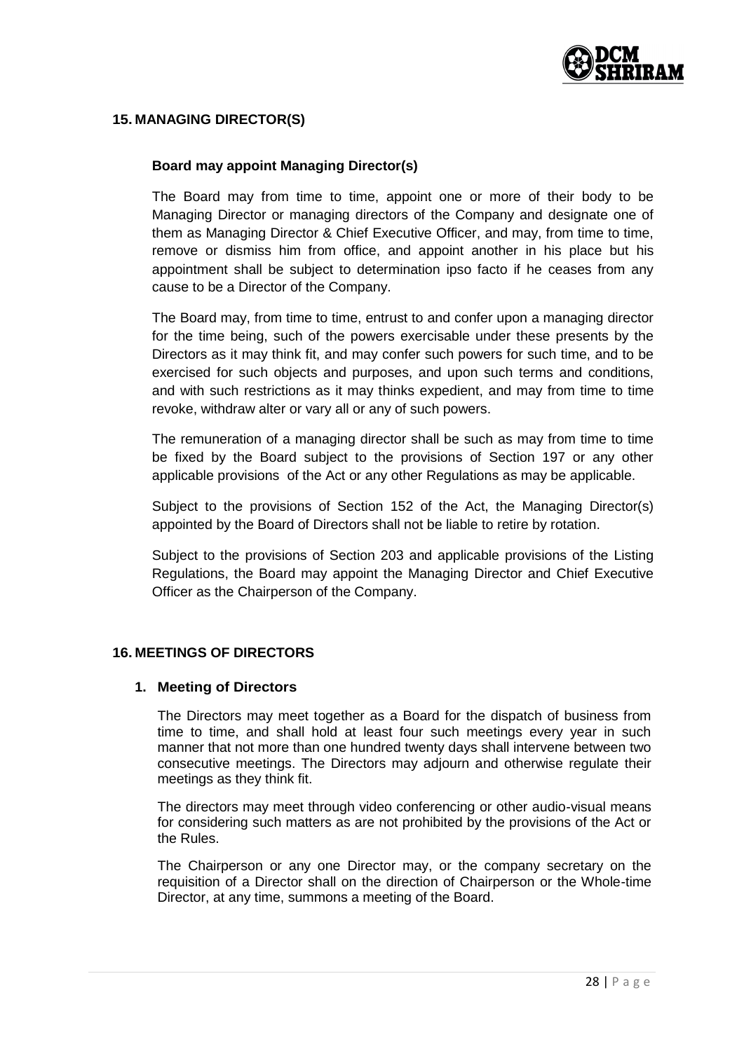## 15. MANAGING DIRECTOR(S)

### Board may appoint Managing Director(s)

The Board may from time to time, appoint one or more of their body to be Managing Director or managing directors of the Company and designate one of them as Managing Director & Chief Executive Officer, and may, from time to time, remove or dismiss him from office, and appoint another in his place but his appointment shall be subject to determination ipso facto if he ceases from any cause to be a Director of the Company.

The Board may, from time to time, entrust to and confer upon a managing director for the time being, such of the powers exercisable under these presents by the Directors as it may think fit, and may confer such powers for such time, and to be exercised for such objects and purposes, and upon such terms and conditions, and with such restrictions as it may thinks expedient, and may from time to time revoke, withdraw alter or vary all or any of such powers.

The remuneration of a managing director shall be such as may from time to time be fixed by the Board subject to the provisions of Section 197 or any other applicable provisions of the Act or any other Regulations as may be applicable.

Subject to the provisions of Section 152 of the Act, the Managing Director(s) appointed by the Board of Directors shall not be liable to retire by rotation.

Subject to the provisions of Section 203 and applicable provisions of the Listing Regulations, the Board may appoint the Managing Director and Chief Executive Officer as the Chairperson of the Company.

## 16. MEETINGS OF DIRECTORS

### 1. Meeting of Directors

The Directors may meet together as a Board for the dispatch of business from time to time, and shall hold at least four such meetings every year in such manner that not more than one hundred twenty days shall intervene between two consecutive meetings. The Directors may adjourn and otherwise regulate their meetings as they think fit.

The directors may meet through video conferencing or other audio-visual means for considering such matters as are not prohibited by the provisions of the Act or the Rules.

The Chairperson or any one Director may, or the company secretary on the requisition of a Director shall on the direction of Chairperson or the Whole-time Director, at any time, summons a meeting of the Board.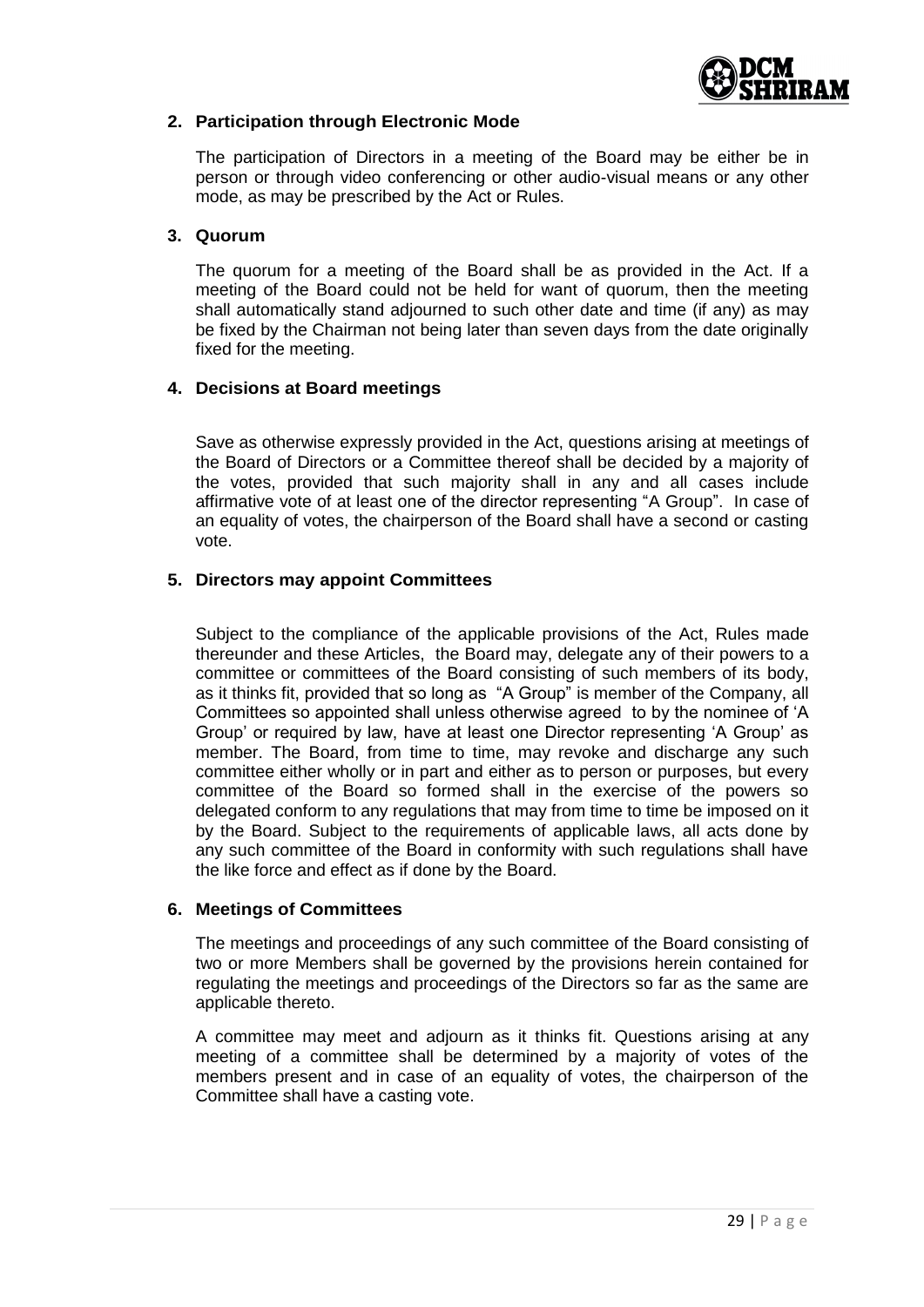## 2. Participation through Electronic Mode

The participation of Directors in a meeting of the Board may be either be in person or through video conferencing or other audio-visual means or any other mode, as may be prescribed by the Act or Rules.

## 3. Quorum

The quorum for a meeting of the Board shall be as provided in the Act. If a meeting of the Board could not be held for want of quorum, then the meeting shall automatically stand adjourned to such other date and time (if any) as may be fixed by the Chairman not being later than seven days from the date originally fixed for the meeting.

## 4. Decisions at Board meetings

Save as otherwise expressly provided in the Act, questions arising at meetings of the Board of Directors or a Committee thereof shall be decided by a majority of the votes, provided that such majority shall in any and all cases include affirmative vote of at least one of the director representing "A Group". In case of an equality of votes, the chairperson of the Board shall have a second or casting vote.

## 5. Directors may appoint Committees

Subject to the compliance of the applicable provisions of the Act, Rules made thereunder and these Articles, the Board may, delegate any of their powers to a committee or committees of the Board consisting of such members of its body, as it thinks fit, provided that so long as "A Group" is member of the Company, all Committees so appointed shall unless otherwise agreed to by the nominee of 'A Group' or required by law, have at least one Director representing 'A Group' as member. The Board, from time to time, may revoke and discharge any such committee either wholly or in part and either as to person or purposes, but every committee of the Board so formed shall in the exercise of the powers so delegated conform to any regulations that may from time to time be imposed on it by the Board. Subject to the requirements of applicable laws, all acts done by any such committee of the Board in conformity with such regulations shall have the like force and effect as if done by the Board.

## 6. Meetings of Committees

The meetings and proceedings of any such committee of the Board consisting of two or more Members shall be governed by the provisions herein contained for regulating the meetings and proceedings of the Directors so far as the same are applicable thereto.

A committee may meet and adjourn as it thinks fit. Questions arising at any meeting of a committee shall be determined by a majority of votes of the members present and in case of an equality of votes, the chairperson of the Committee shall have a casting vote.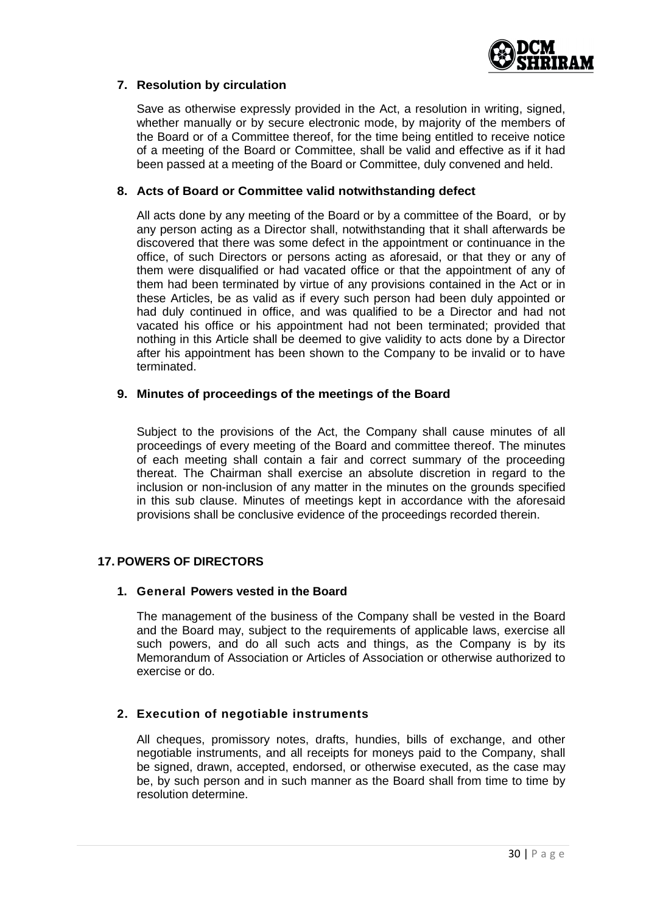### 7. Resolution by circulation

Save as otherwise expressly provided in the Act, a resolution in writing, signed, whether manually or by secure electronic mode, by majority of the members of the Board or of a Committee thereof, for the time being entitled to receive notice of a meeting of the Board or Committee, shall be valid and effective as if it had been passed at a meeting of the Board or Committee, duly convened and held.

### 8. Acts of Board or Committee valid notwithstanding defect

All acts done by any meeting of the Board or by a committee of the Board, or by any person acting as a Director shall, notwithstanding that it shall afterwards be discovered that there was some defect in the appointment or continuance in the office, of such Directors or persons acting as aforesaid, or that they or any of them were disqualified or had vacated office or that the appointment of any of them had been terminated by virtue of any provisions contained in the Act or in these Articles, be as valid as if every such person had been duly appointed or had duly continued in office, and was qualified to be a Director and had not vacated his office or his appointment had not been terminated; provided that nothing in this Article shall be deemed to give validity to acts done by a Director after his appointment has been shown to the Company to be invalid or to have terminated.

### 9. Minutes of proceedings of the meetings of the Board

Subject to the provisions of the Act, the Company shall cause minutes of all proceedings of every meeting of the Board and committee thereof. The minutes of each meeting shall contain a fair and correct summary of the proceeding thereat. The Chairman shall exercise an absolute discretion in regard to the inclusion or non-inclusion of any matter in the minutes on the grounds specified in this sub clause. Minutes of meetings kept in accordance with the aforesaid provisions shall be conclusive evidence of the proceedings recorded therein.

## 17. POWERS OF DIRECTORS

### 1. General Powers vested in the Board

The management of the business of the Company shall be vested in the Board and the Board may, subject to the requirements of applicable laws, exercise all such powers, and do all such acts and things, as the Company is by its Memorandum of Association or Articles of Association or otherwise authorized to exercise or do.

### 2. Execution of negotiable instruments

All cheques, promissory notes, drafts, hundies, bills of exchange, and other negotiable instruments, and all receipts for moneys paid to the Company, shall be signed, drawn, accepted, endorsed, or otherwise executed, as the case may be, by such person and in such manner as the Board shall from time to time by resolution determine.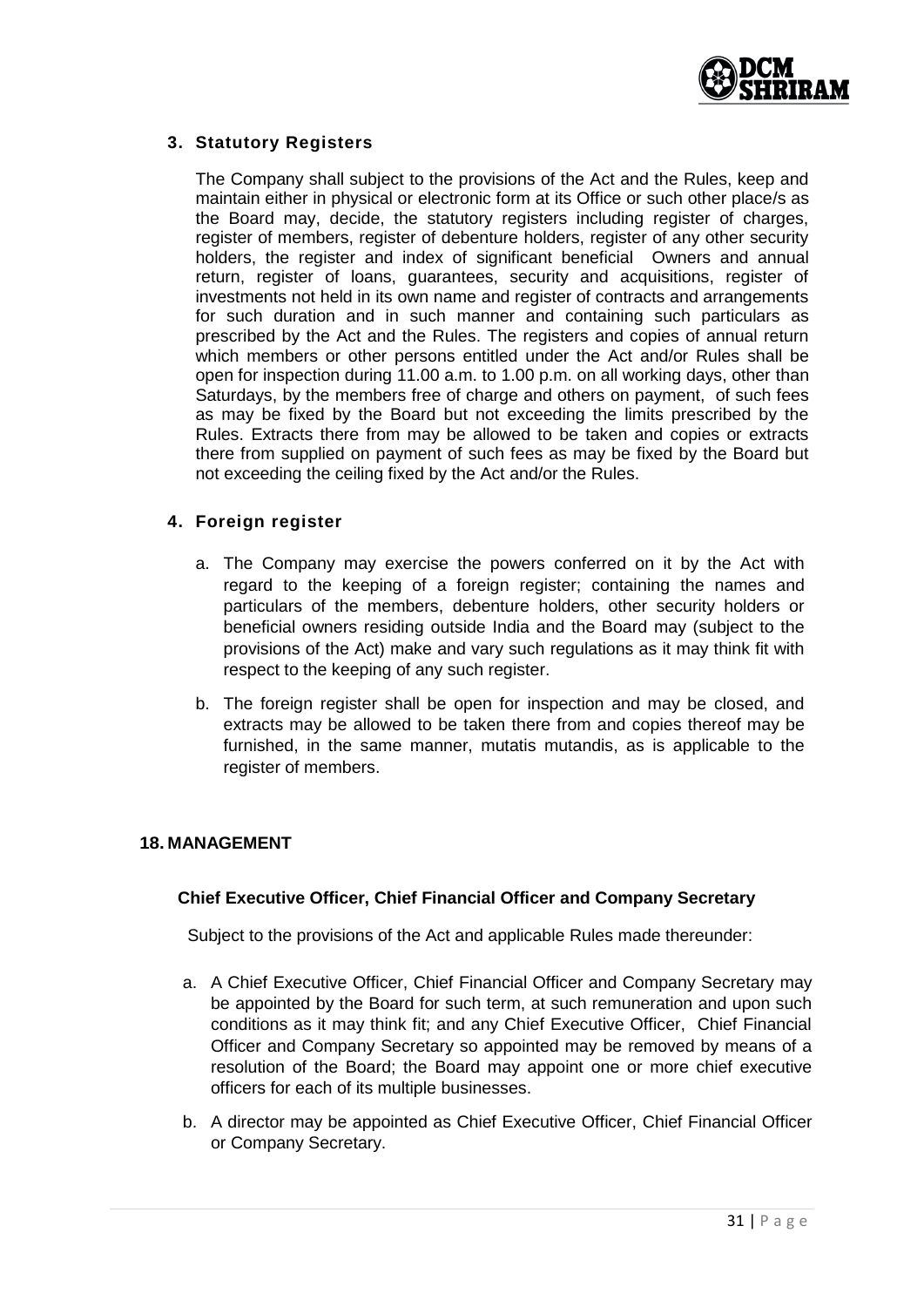### 3. Statutory Registers

The Company shall subject to the provisions of the Act and the Rules, keep and maintain either in physical or electronic form at its Office or such other place/s as the Board may, decide, the statutory registers including register of charges, register of members, register of debenture holders, register of any other security holders, the register and index of significant beneficial Owners and annual return, register of loans, guarantees, security and acquisitions, register of investments not held in its own name and register of contracts and arrangements for such duration and in such manner and containing such particulars as prescribed by the Act and the Rules. The registers and copies of annual return which members or other persons entitled under the Act and/or Rules shall be open for inspection during 11.00 a.m. to 1.00 p.m. on all working days, other than Saturdays, by the members free of charge and others on payment, of such fees as may be fixed by the Board but not exceeding the limits prescribed by the Rules. Extracts there from may be allowed to be taken and copies or extracts there from supplied on payment of such fees as may be fixed by the Board but not exceeding the ceiling fixed by the Act and/or the Rules.

### 4. Foreign register

a. The Company may exercise the powers conferred on it by the Act with regard to the keeping of a foreign register; containing the names and particulars of the members, debenture holders, other security holders or beneficial owners residing outside India and the Board may (subject to the provisions of the Act) make and vary such regulations as it may think fit with respect to the keeping of any such register.

b. The foreign register shall be open for inspection and may be closed, and extracts may be allowed to be taken there from and copies thereof may be furnished, in the same manner, mutatis mutandis, as is applicable to the register of members.

## 18. MANAGEMENT

### Chief Executive Officer, Chief Financial Officer and Company Secretary

Subject to the provisions of the Act and applicable Rules made thereunder:

a. A Chief Executive Officer, Chief Financial Officer and Company Secretary may be appointed by the Board for such term, at such remuneration and upon such conditions as it may think fit; and any Chief Executive Officer, Chief Financial Officer and Company Secretary so appointed may be removed by means of a resolution of the Board; the Board may appoint one or more chief executive officers for each of its multiple businesses.

b. A director may be appointed as Chief Executive Officer, Chief Financial Officer or Company Secretary.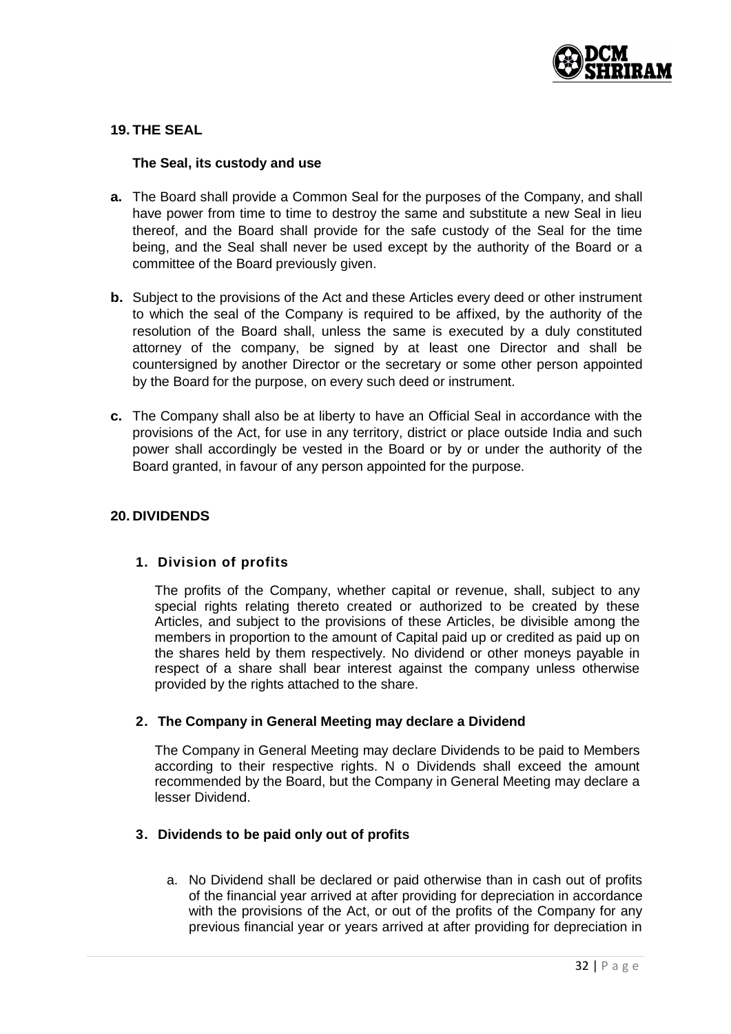## 19. THE SEAL

**The Seal, its custody and use**

**a.** The Board shall provide a Common Seal for the purposes of the Company, and shall have power from time to time to destroy the same and substitute a new Seal in lieu thereof, and the Board shall provide for the safe custody of the Seal for the time being, and the Seal shall never be used except by the authority of the Board or a committee of the Board previously given.

**b.** Subject to the provisions of the Act and these Articles every deed or other instrument to which the seal of the Company is required to be affixed, by the authority of the resolution of the Board shall, unless the same is executed by a duly constituted attorney of the company, be signed by at least one Director and shall be countersigned by another Director or the secretary or some other person appointed by the Board for the purpose, on every such deed or instrument.

**c.** The Company shall also be at liberty to have an Official Seal in accordance with the provisions of the Act, for use in any territory, district or place outside India and such power shall accordingly be vested in the Board or by or under the authority of the Board granted, in favour of any person appointed for the purpose.

## 20. DIVIDENDS

### 1. Division of profits

The profits of the Company, whether capital or revenue, shall, subject to any special rights relating thereto created or authorized to be created by these Articles, and subject to the provisions of these Articles, be divisible among the members in proportion to the amount of Capital paid up or credited as paid up on the shares held by them respectively. No dividend or other moneys payable in respect of a share shall bear interest against the company unless otherwise provided by the rights attached to the share.

### 2. The Company in General Meeting may declare a Dividend

The Company in General Meeting may declare Dividends to be paid to Members according to their respective rights. N o Dividends shall exceed the amount recommended by the Board, but the Company in General Meeting may declare a lesser Dividend.

### 3. Dividends to be paid only out of profits

a. No Dividend shall be declared or paid otherwise than in cash out of profits of the financial year arrived at after providing for depreciation in accordance with the provisions of the Act, or out of the profits of the Company for any previous financial year or years arrived at after providing for depreciation in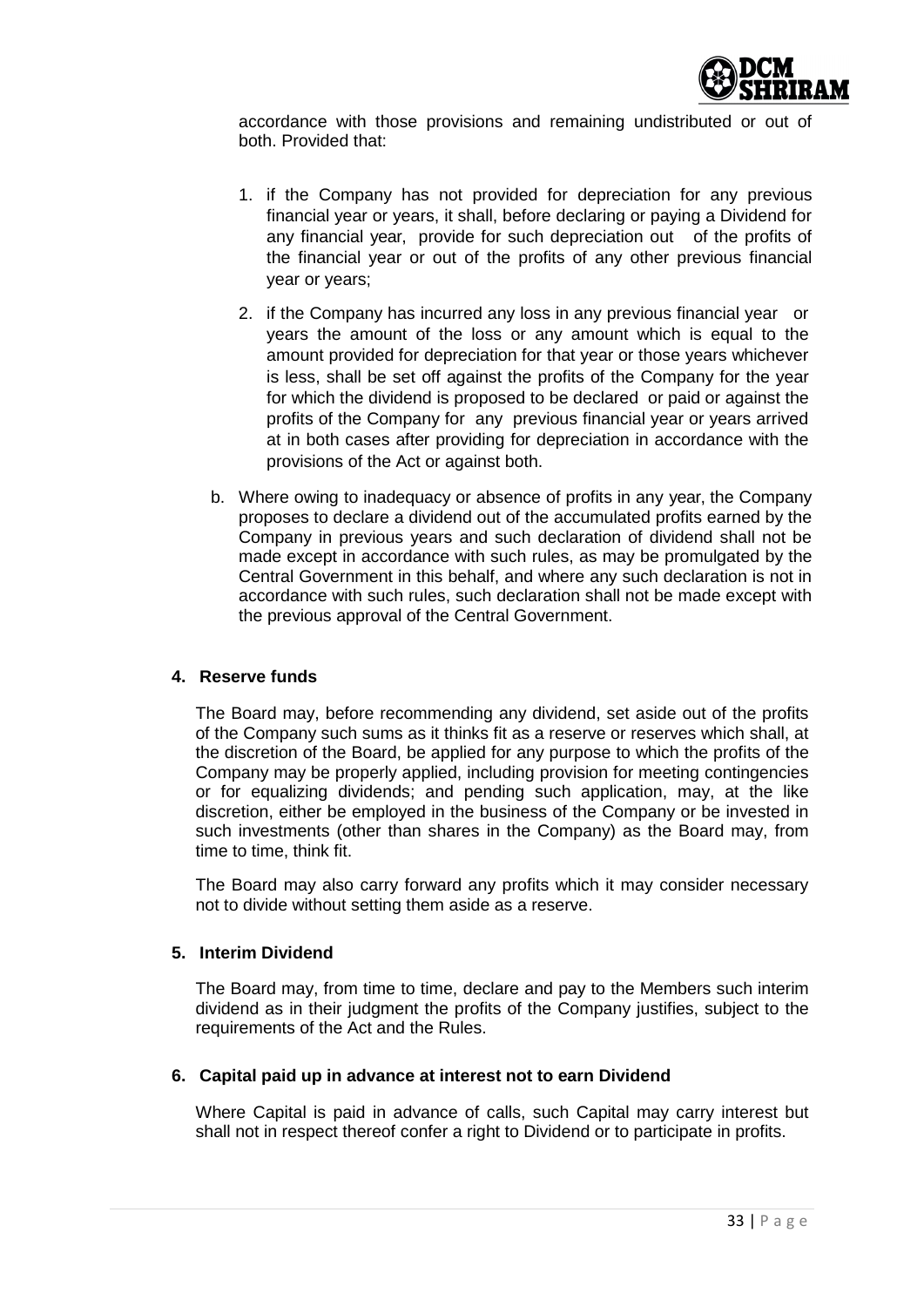accordance with those provisions and remaining undistributed or out of both. Provided that:

1. if the Company has not provided for depreciation for any previous financial year or years, it shall, before declaring or paying a Dividend for any financial year, provide for such depreciation out of the profits of the financial year or out of the profits of any other previous financial year or years;

2. if the Company has incurred any loss in any previous financial year or years the amount of the loss or any amount which is equal to the amount provided for depreciation for that year or those years whichever is less, shall be set off against the profits of the Company for the year for which the dividend is proposed to be declared or paid or against the profits of the Company for any previous financial year or years arrived at in both cases after providing for depreciation in accordance with the provisions of the Act or against both.

b. Where owing to inadequacy or absence of profits in any year, the Company proposes to declare a dividend out of the accumulated profits earned by the Company in previous years and such declaration of dividend shall not be made except in accordance with such rules, as may be promulgated by the Central Government in this behalf, and where any such declaration is not in accordance with such rules, such declaration shall not be made except with the previous approval of the Central Government.

**4. Reserve funds**

The Board may, before recommending any dividend, set aside out of the profits of the Company such sums as it thinks fit as a reserve or reserves which shall, at the discretion of the Board, be applied for any purpose to which the profits of the Company may be properly applied, including provision for meeting contingencies or for equalizing dividends; and pending such application, may, at the like discretion, either be employed in the business of the Company or be invested in such investments (other than shares in the Company) as the Board may, from time to time, think fit.

The Board may also carry forward any profits which it may consider necessary not to divide without setting them aside as a reserve.

**5. Interim Dividend**

The Board may, from time to time, declare and pay to the Members such interim dividend as in their judgment the profits of the Company justifies, subject to the requirements of the Act and the Rules.

**6. Capital paid up in advance at interest not to earn Dividend**

Where Capital is paid in advance of calls, such Capital may carry interest but shall not in respect thereof confer a right to Dividend or to participate in profits.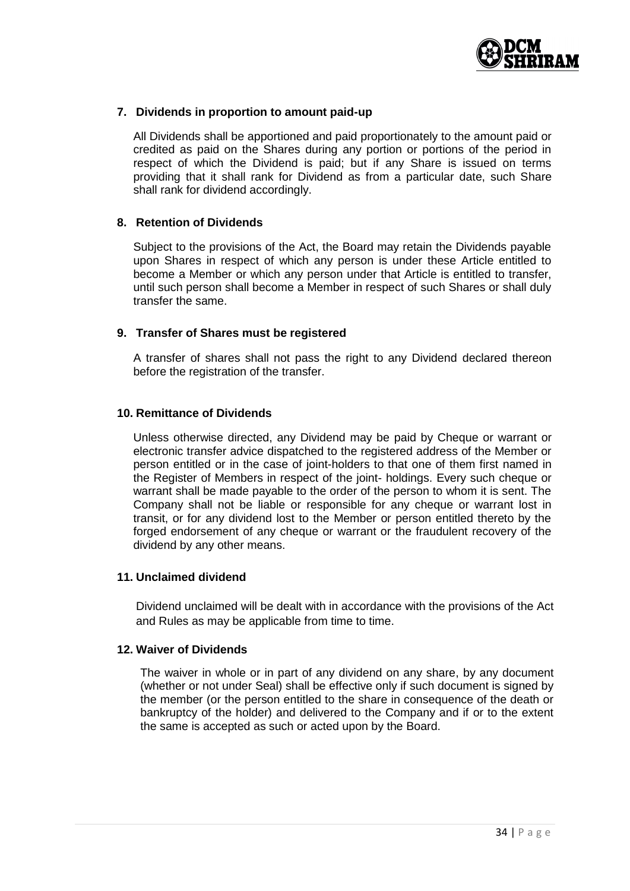### 7. Dividends in proportion to amount paid-up

All Dividends shall be apportioned and paid proportionately to the amount paid or credited as paid on the Shares during any portion or portions of the period in respect of which the Dividend is paid; but if any Share is issued on terms providing that it shall rank for Dividend as from a particular date, such Share shall rank for dividend accordingly.

### 8. Retention of Dividends

Subject to the provisions of the Act, the Board may retain the Dividends payable upon Shares in respect of which any person is under these Article entitled to become a Member or which any person under that Article is entitled to transfer, until such person shall become a Member in respect of such Shares or shall duly transfer the same.

### 9. Transfer of Shares must be registered

A transfer of shares shall not pass the right to any Dividend declared thereon before the registration of the transfer.

### 10. Remittance of Dividends

Unless otherwise directed, any Dividend may be paid by Cheque or warrant or electronic transfer advice dispatched to the registered address of the Member or person entitled or in the case of joint-holders to that one of them first named in the Register of Members in respect of the joint- holdings. Every such cheque or warrant shall be made payable to the order of the person to whom it is sent. The Company shall not be liable or responsible for any cheque or warrant lost in transit, or for any dividend lost to the Member or person entitled thereto by the forged endorsement of any cheque or warrant or the fraudulent recovery of the dividend by any other means.

### 11. Unclaimed dividend

Dividend unclaimed will be dealt with in accordance with the provisions of the Act and Rules as may be applicable from time to time.

### 12. Waiver of Dividends

The waiver in whole or in part of any dividend on any share, by any document (whether or not under Seal) shall be effective only if such document is signed by the member (or the person entitled to the share in consequence of the death or bankruptcy of the holder) and delivered to the Company and if or to the extent the same is accepted as such or acted upon by the Board.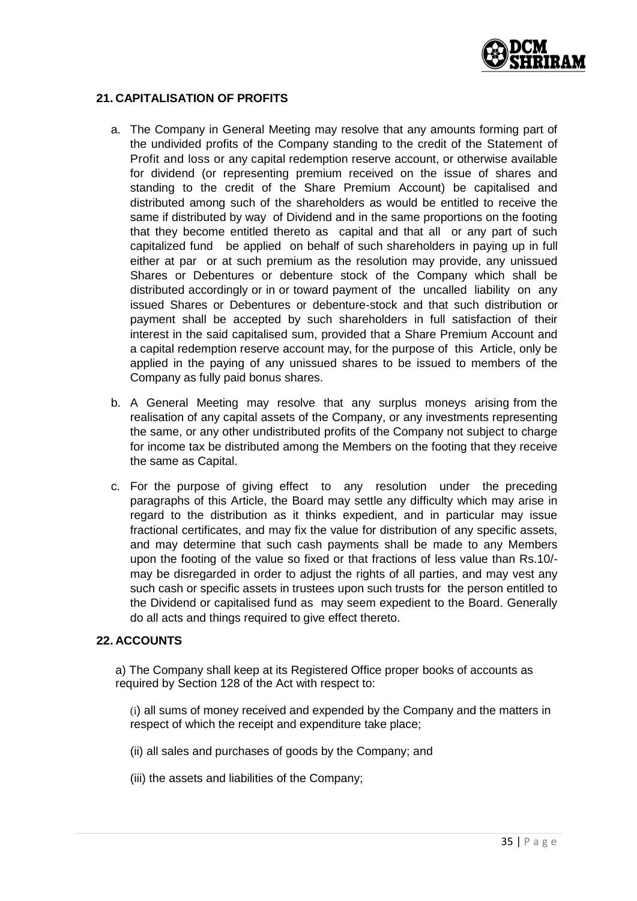## 21. CAPITALISATION OF PROFITS

a. The Company in General Meeting may resolve that any amounts forming part of the undivided profits of the Company standing to the credit of the Statement of Profit and loss or any capital redemption reserve account, or otherwise available for dividend (or representing premium received on the issue of shares and standing to the credit of the Share Premium Account) be capitalised and distributed among such of the shareholders as would be entitled to receive the same if distributed by way of Dividend and in the same proportions on the footing that they become entitled thereto as capital and that all or any part of such capitalized fund be applied on behalf of such shareholders in paying up in full either at par or at such premium as the resolution may provide, any unissued Shares or Debentures or debenture stock of the Company which shall be distributed accordingly or in or toward payment of the uncalled liability on any issued Shares or Debentures or debenture-stock and that such distribution or payment shall be accepted by such shareholders in full satisfaction of their interest in the said capitalised sum, provided that a Share Premium Account and a capital redemption reserve account may, for the purpose of this Article, only be applied in the paying of any unissued shares to be issued to members of the Company as fully paid bonus shares.

b. A General Meeting may resolve that any surplus moneys arising from the realisation of any capital assets of the Company, or any investments representing the same, or any other undistributed profits of the Company not subject to charge for income tax be distributed among the Members on the footing that they receive the same as Capital.

c. For the purpose of giving effect to any resolution under the preceding paragraphs of this Article, the Board may settle any difficulty which may arise in regard to the distribution as it thinks expedient, and in particular may issue fractional certificates, and may fix the value for distribution of any specific assets, and may determine that such cash payments shall be made to any Members upon the footing of the value so fixed or that fractions of less value than Rs.10/- may be disregarded in order to adjust the rights of all parties, and may vest any such cash or specific assets in trustees upon such trusts for the person entitled to the Dividend or capitalised fund as may seem expedient to the Board. Generally do all acts and things required to give effect thereto.

## 22. ACCOUNTS

a) The Company shall keep at its Registered Office proper books of accounts as required by Section 128 of the Act with respect to:

(i) all sums of money received and expended by the Company and the matters in respect of which the receipt and expenditure take place;

(ii) all sales and purchases of goods by the Company; and

(iii) the assets and liabilities of the Company;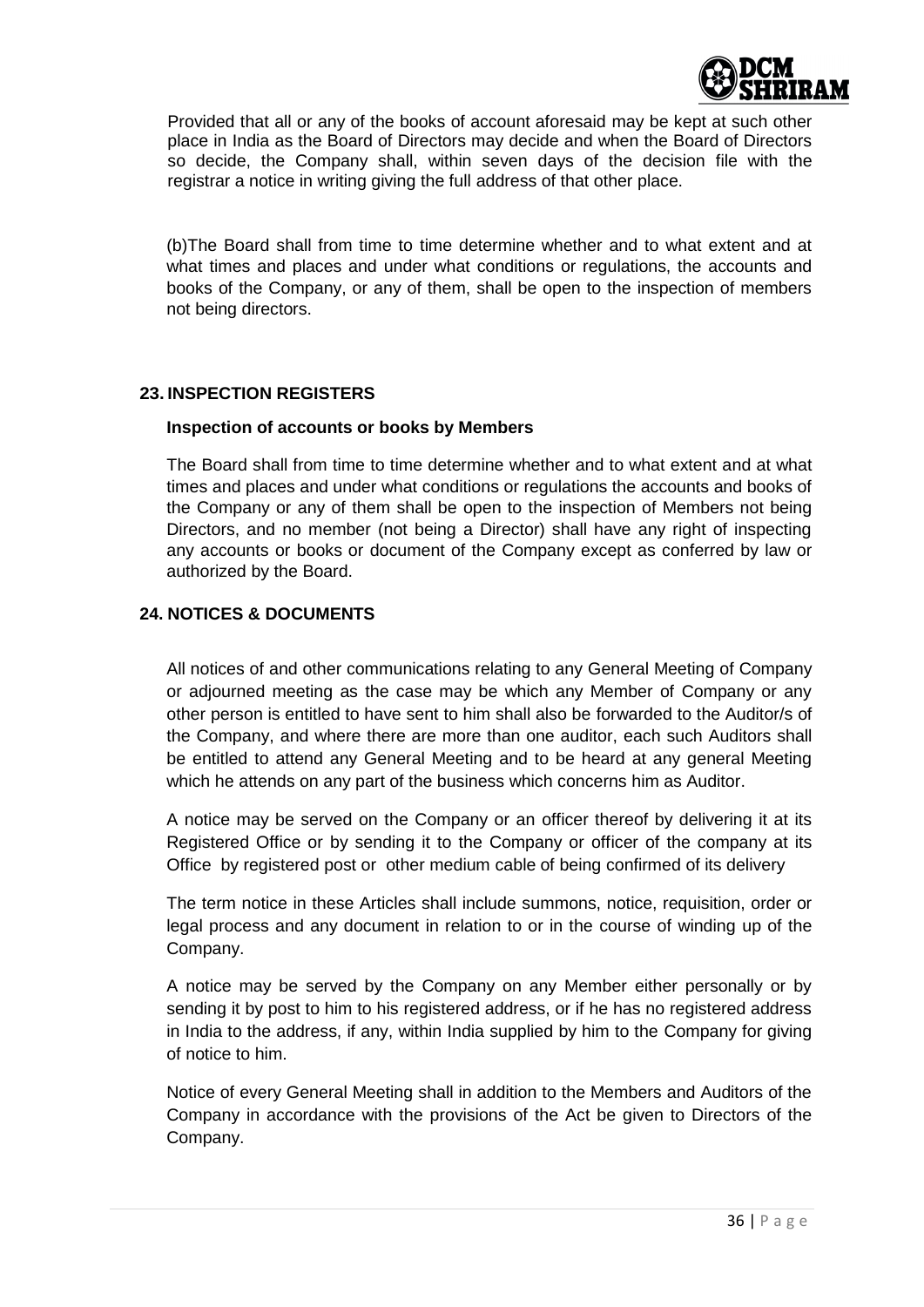Provided that all or any of the books of account aforesaid may be kept at such other place in India as the Board of Directors may decide and when the Board of Directors so decide, the Company shall, within seven days of the decision file with the registrar a notice in writing giving the full address of that other place.

(b)The Board shall from time to time determine whether and to what extent and at what times and places and under what conditions or regulations, the accounts and books of the Company, or any of them, shall be open to the inspection of members not being directors.

## 23. INSPECTION REGISTERS

**Inspection of accounts or books by Members**

The Board shall from time to time determine whether and to what extent and at what times and places and under what conditions or regulations the accounts and books of the Company or any of them shall be open to the inspection of Members not being Directors, and no member (not being a Director) shall have any right of inspecting any accounts or books or document of the Company except as conferred by law or authorized by the Board.

## 24. NOTICES & DOCUMENTS

All notices of and other communications relating to any General Meeting of Company or adjourned meeting as the case may be which any Member of Company or any other person is entitled to have sent to him shall also be forwarded to the Auditor/s of the Company, and where there are more than one auditor, each such Auditors shall be entitled to attend any General Meeting and to be heard at any general Meeting which he attends on any part of the business which concerns him as Auditor.

A notice may be served on the Company or an officer thereof by delivering it at its Registered Office or by sending it to the Company or officer of the company at its Office by registered post or other medium cable of being confirmed of its delivery

The term notice in these Articles shall include summons, notice, requisition, order or legal process and any document in relation to or in the course of winding up of the Company.

A notice may be served by the Company on any Member either personally or by sending it by post to him to his registered address, or if he has no registered address in India to the address, if any, within India supplied by him to the Company for giving of notice to him.

Notice of every General Meeting shall in addition to the Members and Auditors of the Company in accordance with the provisions of the Act be given to Directors of the Company.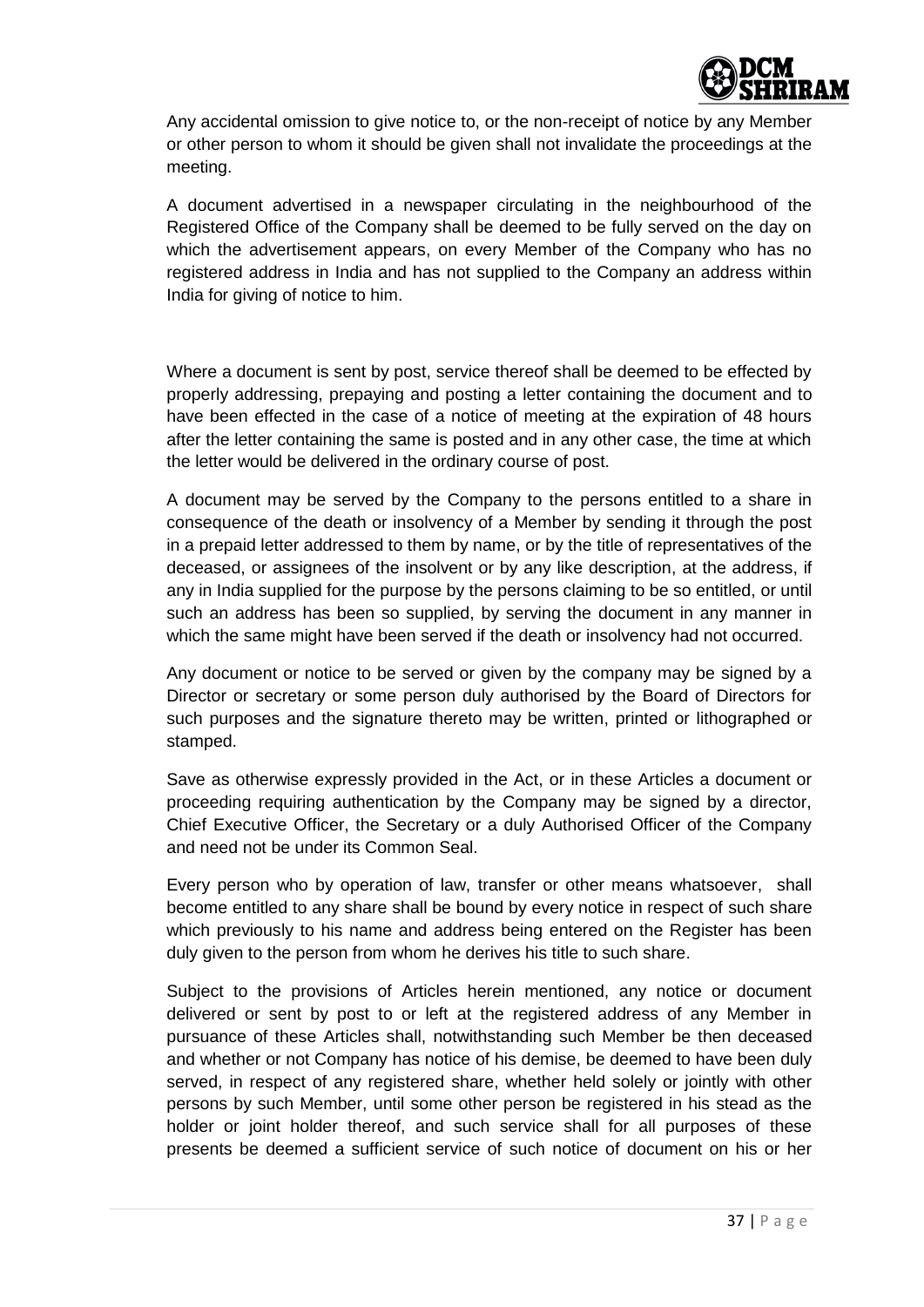Any accidental omission to give notice to, or the non-receipt of notice by any Member or other person to whom it should be given shall not invalidate the proceedings at the meeting.

A document advertised in a newspaper circulating in the neighbourhood of the Registered Office of the Company shall be deemed to be fully served on the day on which the advertisement appears, on every Member of the Company who has no registered address in India and has not supplied to the Company an address within India for giving of notice to him.

Where a document is sent by post, service thereof shall be deemed to be effected by properly addressing, prepaying and posting a letter containing the document and to have been effected in the case of a notice of meeting at the expiration of 48 hours after the letter containing the same is posted and in any other case, the time at which the letter would be delivered in the ordinary course of post.

A document may be served by the Company to the persons entitled to a share in consequence of the death or insolvency of a Member by sending it through the post in a prepaid letter addressed to them by name, or by the title of representatives of the deceased, or assignees of the insolvent or by any like description, at the address, if any in India supplied for the purpose by the persons claiming to be so entitled, or until such an address has been so supplied, by serving the document in any manner in which the same might have been served if the death or insolvency had not occurred.

Any document or notice to be served or given by the company may be signed by a Director or secretary or some person duly authorised by the Board of Directors for such purposes and the signature thereto may be written, printed or lithographed or stamped.

Save as otherwise expressly provided in the Act, or in these Articles a document or proceeding requiring authentication by the Company may be signed by a director, Chief Executive Officer, the Secretary or a duly Authorised Officer of the Company and need not be under its Common Seal.

Every person who by operation of law, transfer or other means whatsoever, shall become entitled to any share shall be bound by every notice in respect of such share which previously to his name and address being entered on the Register has been duly given to the person from whom he derives his title to such share.

Subject to the provisions of Articles herein mentioned, any notice or document delivered or sent by post to or left at the registered address of any Member in pursuance of these Articles shall, notwithstanding such Member be then deceased and whether or not Company has notice of his demise, be deemed to have been duly served, in respect of any registered share, whether held solely or jointly with other persons by such Member, until some other person be registered in his stead as the holder or joint holder thereof, and such service shall for all purposes of these presents be deemed a sufficient service of such notice of document on his or her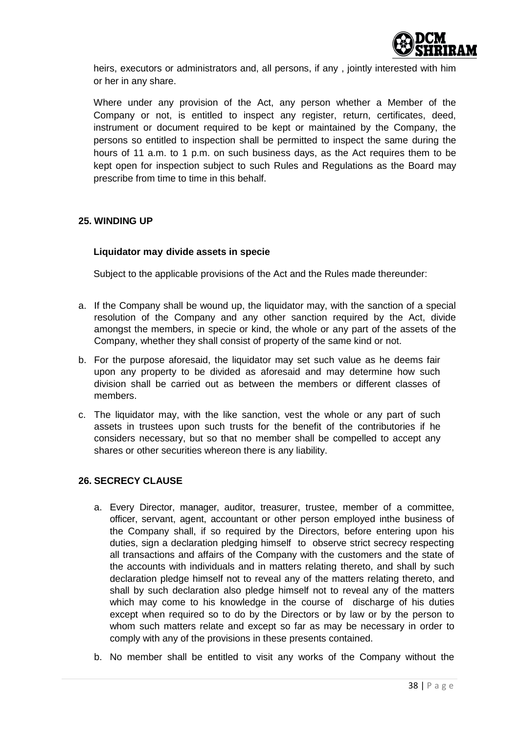heirs, executors or administrators and, all persons, if any , jointly interested with him or her in any share.

Where under any provision of the Act, any person whether a Member of the Company or not, is entitled to inspect any register, return, certificates, deed, instrument or document required to be kept or maintained by the Company, the persons so entitled to inspection shall be permitted to inspect the same during the hours of 11 a.m. to 1 p.m. on such business days, as the Act requires them to be kept open for inspection subject to such Rules and Regulations as the Board may prescribe from time to time in this behalf.

## 25. WINDING UP

### Liquidator may divide assets in specie

Subject to the applicable provisions of the Act and the Rules made thereunder:

a. If the Company shall be wound up, the liquidator may, with the sanction of a special resolution of the Company and any other sanction required by the Act, divide amongst the members, in specie or kind, the whole or any part of the assets of the Company, whether they shall consist of property of the same kind or not.

b. For the purpose aforesaid, the liquidator may set such value as he deems fair upon any property to be divided as aforesaid and may determine how such division shall be carried out as between the members or different classes of members.

c. The liquidator may, with the like sanction, vest the whole or any part of such assets in trustees upon such trusts for the benefit of the contributories if he considers necessary, but so that no member shall be compelled to accept any shares or other securities whereon there is any liability.

## 26. SECRECY CLAUSE

a. Every Director, manager, auditor, treasurer, trustee, member of a committee, officer, servant, agent, accountant or other person employed inthe business of the Company shall, if so required by the Directors, before entering upon his duties, sign a declaration pledging himself to observe strict secrecy respecting all transactions and affairs of the Company with the customers and the state of the accounts with individuals and in matters relating thereto, and shall by such declaration pledge himself not to reveal any of the matters relating thereto, and shall by such declaration also pledge himself not to reveal any of the matters which may come to his knowledge in the course of discharge of his duties except when required so to do by the Directors or by law or by the person to whom such matters relate and except so far as may be necessary in order to comply with any of the provisions in these presents contained.

b. No member shall be entitled to visit any works of the Company without the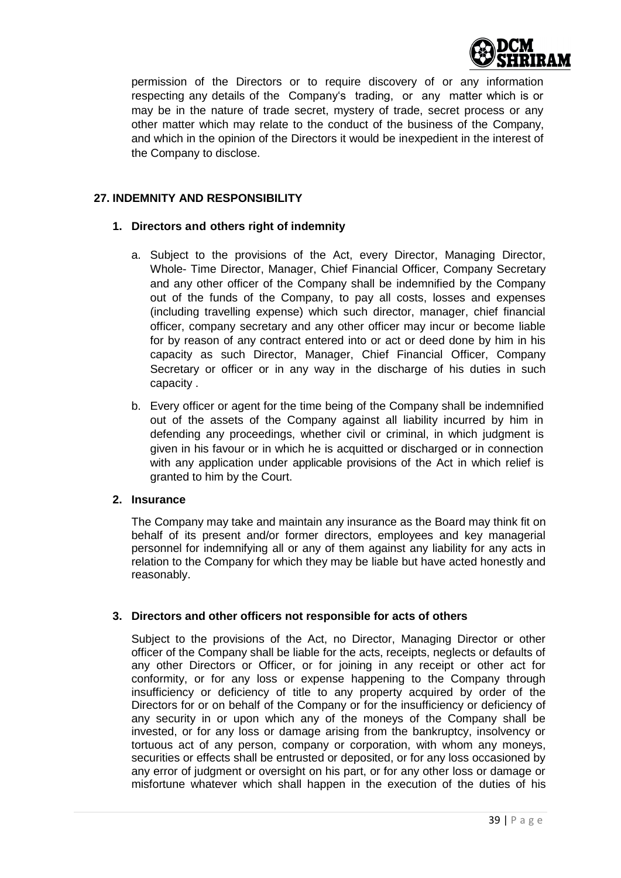permission of the Directors or to require discovery of or any information respecting any details of the Company's trading, or any matter which is or may be in the nature of trade secret, mystery of trade, secret process or any other matter which may relate to the conduct of the business of the Company, and which in the opinion of the Directors it would be inexpedient in the interest of the Company to disclose.

## 27. INDEMNITY AND RESPONSIBILITY

### 1. Directors and others right of indemnity

a. Subject to the provisions of the Act, every Director, Managing Director, Whole- Time Director, Manager, Chief Financial Officer, Company Secretary and any other officer of the Company shall be indemnified by the Company out of the funds of the Company, to pay all costs, losses and expenses (including travelling expense) which such director, manager, chief financial officer, company secretary and any other officer may incur or become liable for by reason of any contract entered into or act or deed done by him in his capacity as such Director, Manager, Chief Financial Officer, Company Secretary or officer or in any way in the discharge of his duties in such capacity .

b. Every officer or agent for the time being of the Company shall be indemnified out of the assets of the Company against all liability incurred by him in defending any proceedings, whether civil or criminal, in which judgment is given in his favour or in which he is acquitted or discharged or in connection with any application under applicable provisions of the Act in which relief is granted to him by the Court.

### 2. Insurance

The Company may take and maintain any insurance as the Board may think fit on behalf of its present and/or former directors, employees and key managerial personnel for indemnifying all or any of them against any liability for any acts in relation to the Company for which they may be liable but have acted honestly and reasonably.

### 3. Directors and other officers not responsible for acts of others

Subject to the provisions of the Act, no Director, Managing Director or other officer of the Company shall be liable for the acts, receipts, neglects or defaults of any other Directors or Officer, or for joining in any receipt or other act for conformity, or for any loss or expense happening to the Company through insufficiency or deficiency of title to any property acquired by order of the Directors for or on behalf of the Company or for the insufficiency or deficiency of any security in or upon which any of the moneys of the Company shall be invested, or for any loss or damage arising from the bankruptcy, insolvency or tortuous act of any person, company or corporation, with whom any moneys, securities or effects shall be entrusted or deposited, or for any loss occasioned by any error of judgment or oversight on his part, or for any other loss or damage or misfortune whatever which shall happen in the execution of the duties of his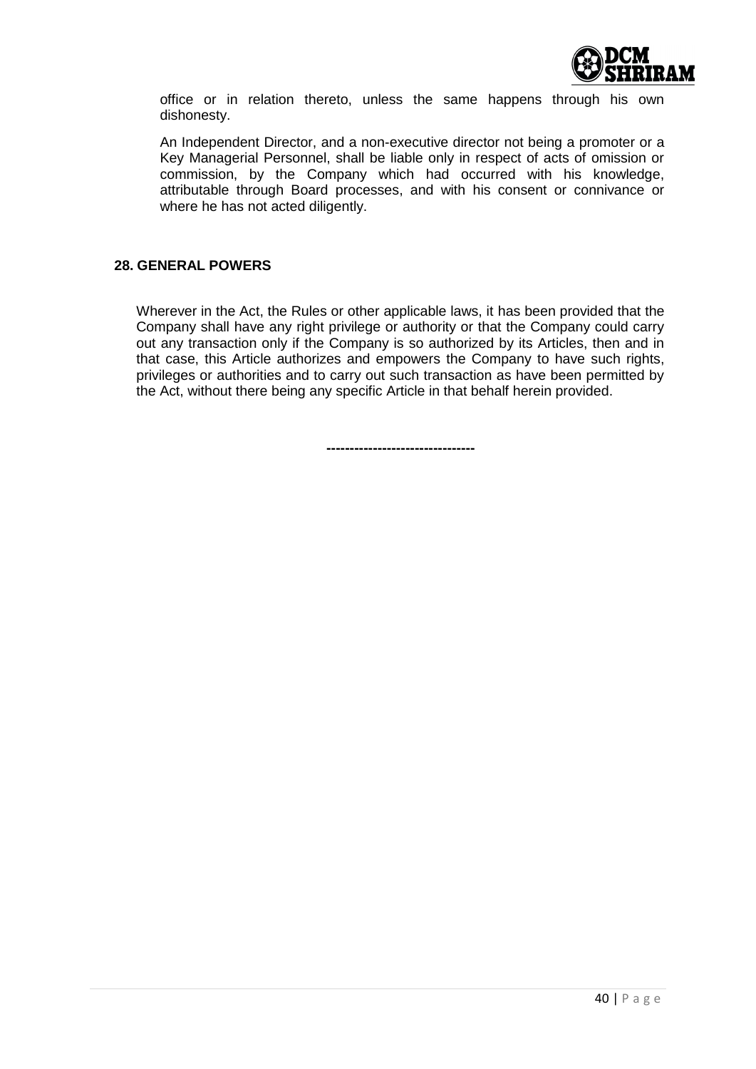office or in relation thereto, unless the same happens through his own dishonesty.

An Independent Director, and a non-executive director not being a promoter or a Key Managerial Personnel, shall be liable only in respect of acts of omission or commission, by the Company which had occurred with his knowledge, attributable through Board processes, and with his consent or connivance or where he has not acted diligently.

**28. GENERAL POWERS**

Wherever in the Act, the Rules or other applicable laws, it has been provided that the Company shall have any right privilege or authority or that the Company could carry out any transaction only if the Company is so authorized by its Articles, then and in that case, this Article authorizes and empowers the Company to have such rights, privileges or authorities and to carry out such transaction as have been permitted by the Act, without there being any specific Article in that behalf herein provided.

**--------------------------------**